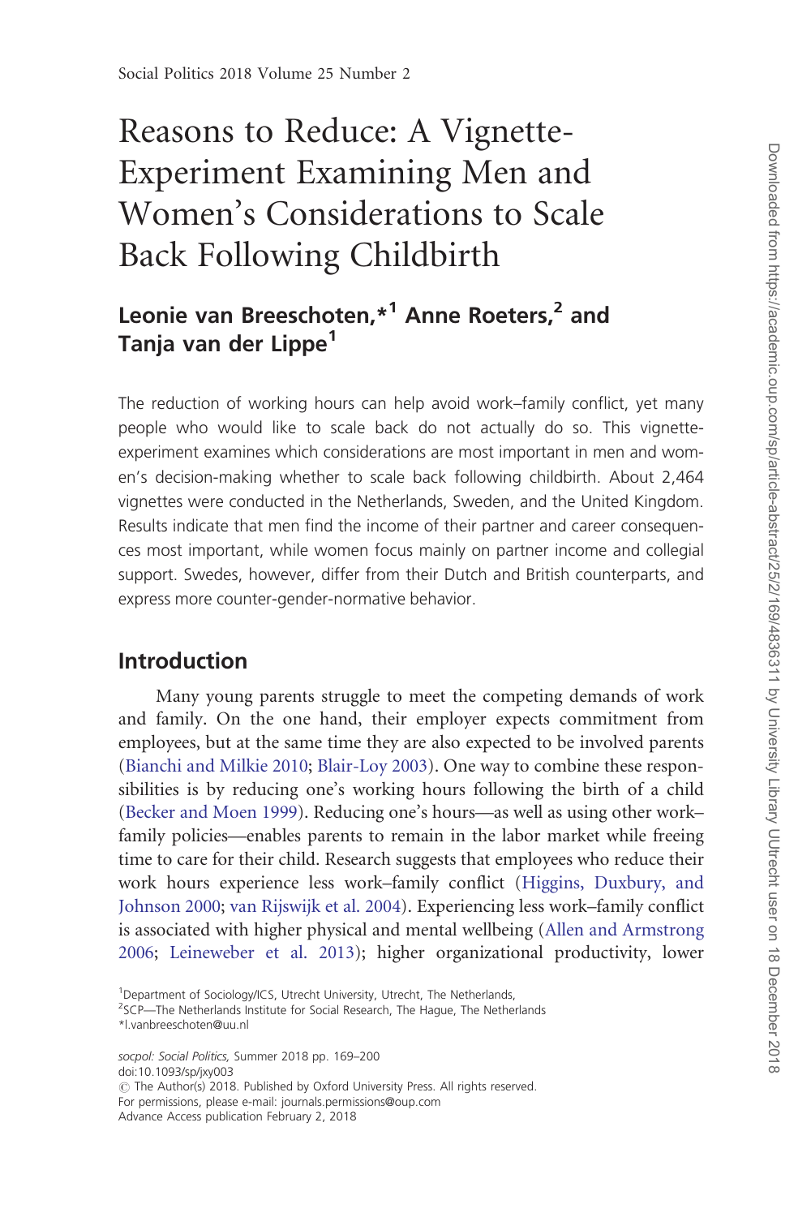# Reasons to Reduce: A Vignette-Experiment Examining Men and Women's Considerations to Scale Back Following Childbirth

## Leonie van Breeschoten,*[1] Anne Roeters,[2] and Tanja van der Lippe[1]

The reduction of working hours can help avoid work–family conflict, yet many people who would like to scale back do not actually do so. This vignette-experiment examines which considerations are most important in men and women's decision-making whether to scale back following childbirth. About 2,464 vignettes were conducted in the Netherlands, Sweden, and the United Kingdom. Results indicate that men find the income of their partner and career consequences most important, while women focus mainly on partner income and collegial support. Swedes, however, differ from their Dutch and British counterparts, and express more counter-gender-normative behavior.

## Introduction

Many young parents struggle to meet the competing demands of work and family. On the one hand, their employer expects commitment from employees, but at the same time they are also expected to be involved parents (Bianchi and Milkie 2010; Blair-Loy 2003). One way to combine these responsibilities is by reducing one's working hours following the birth of a child (Becker and Moen 1999). Reducing one's hours—as well as using other work–family policies—enables parents to remain in the labor market while freeing time to care for their child. Research suggests that employees who reduce their work hours experience less work–family conflict (Higgins, Duxbury, and Johnson 2000; van Rijswijk et al. 2004). Experiencing less work–family conflict is associated with higher physical and mental wellbeing (Allen and Armstrong 2006; Leineweber et al. 2013); higher organizational productivity, lower

[1]Department of Sociology/ICS, Utrecht University, Utrecht, The Netherlands,
[2]SCP—The Netherlands Institute for Social Research, The Hague, The Netherlands
*l.vanbreeschoten@uu.nl

socpol: Social Politics, Summer 2018 pp. 169–200
doi:10.1093/sp/jxy003
© The Author(s) 2018. Published by Oxford University Press. All rights reserved.
For permissions, please e-mail: journals.permissions@oup.com
Advance Access publication February 2, 2018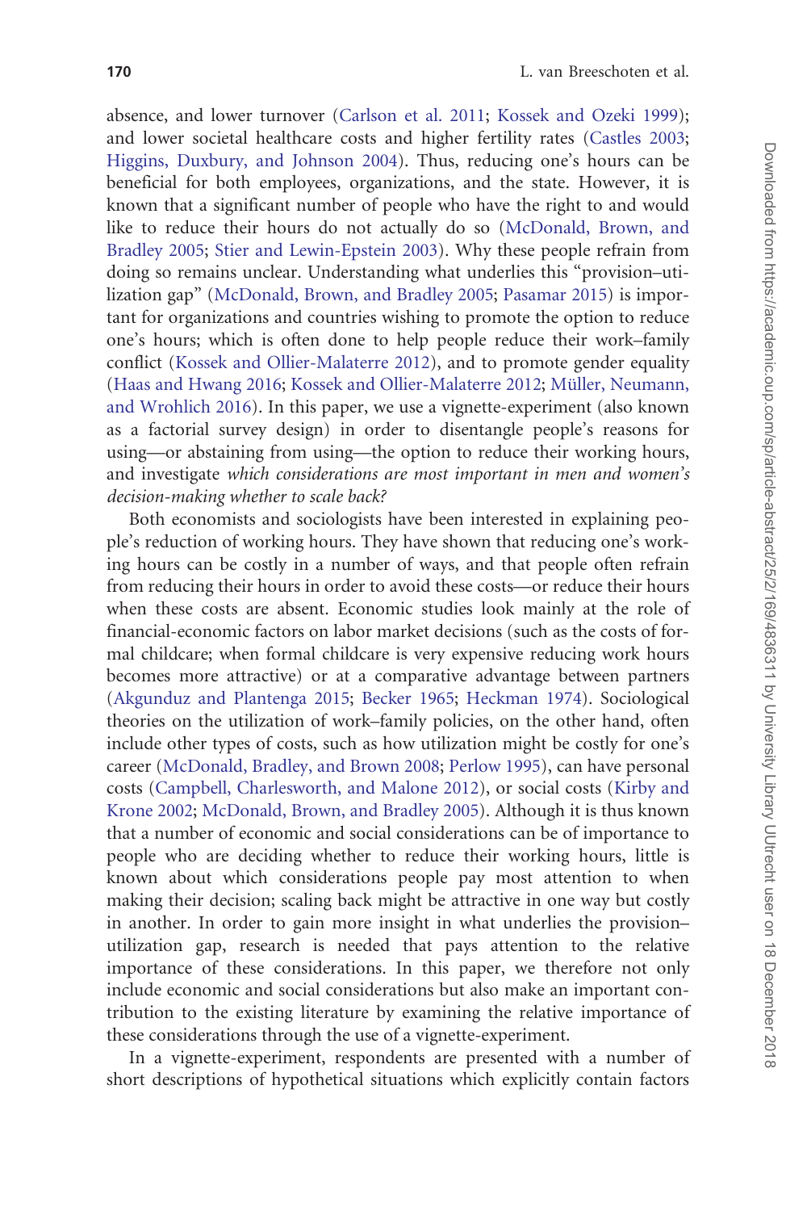absence, and lower turnover (Carlson et al. 2011; Kossek and Ozeki 1999); and lower societal healthcare costs and higher fertility rates (Castles 2003; Higgins, Duxbury, and Johnson 2004). Thus, reducing one's hours can be beneficial for both employees, organizations, and the state. However, it is known that a significant number of people who have the right to and would like to reduce their hours do not actually do so (McDonald, Brown, and Bradley 2005; Stier and Lewin-Epstein 2003). Why these people refrain from doing so remains unclear. Understanding what underlies this "provision–utilization gap" (McDonald, Brown, and Bradley 2005; Pasamar 2015) is important for organizations and countries wishing to promote the option to reduce one's hours; which is often done to help people reduce their work–family conflict (Kossek and Ollier-Malaterre 2012), and to promote gender equality (Haas and Hwang 2016; Kossek and Ollier-Malaterre 2012; Müller, Neumann, and Wrohlich 2016). In this paper, we use a vignette-experiment (also known as a factorial survey design) in order to disentangle people's reasons for using—or abstaining from using—the option to reduce their working hours, and investigate *which considerations are most important in men and women's decision-making whether to scale back?*

Both economists and sociologists have been interested in explaining people's reduction of working hours. They have shown that reducing one's working hours can be costly in a number of ways, and that people often refrain from reducing their hours in order to avoid these costs—or reduce their hours when these costs are absent. Economic studies look mainly at the role of financial-economic factors on labor market decisions (such as the costs of formal childcare; when formal childcare is very expensive reducing work hours becomes more attractive) or at a comparative advantage between partners (Akgunduz and Plantenga 2015; Becker 1965; Heckman 1974). Sociological theories on the utilization of work–family policies, on the other hand, often include other types of costs, such as how utilization might be costly for one's career (McDonald, Bradley, and Brown 2008; Perlow 1995), can have personal costs (Campbell, Charlesworth, and Malone 2012), or social costs (Kirby and Krone 2002; McDonald, Brown, and Bradley 2005). Although it is thus known that a number of economic and social considerations can be of importance to people who are deciding whether to reduce their working hours, little is known about which considerations people pay most attention to when making their decision; scaling back might be attractive in one way but costly in another. In order to gain more insight in what underlies the provision–utilization gap, research is needed that pays attention to the relative importance of these considerations. In this paper, we therefore not only include economic and social considerations but also make an important contribution to the existing literature by examining the relative importance of these considerations through the use of a vignette-experiment.

In a vignette-experiment, respondents are presented with a number of short descriptions of hypothetical situations which explicitly contain factors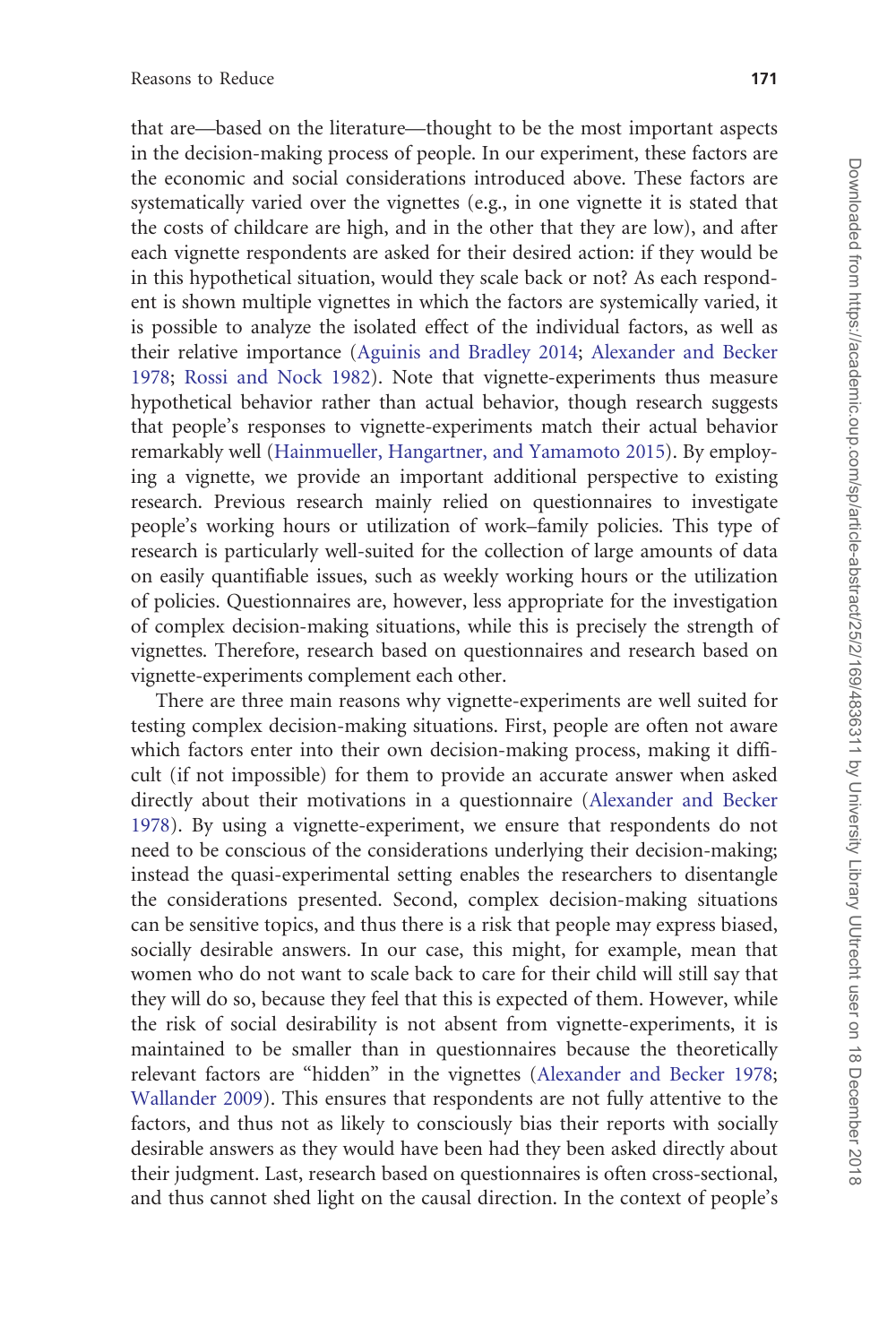that are—based on the literature—thought to be the most important aspects in the decision-making process of people. In our experiment, these factors are the economic and social considerations introduced above. These factors are systematically varied over the vignettes (e.g., in one vignette it is stated that the costs of childcare are high, and in the other that they are low), and after each vignette respondents are asked for their desired action: if they would be in this hypothetical situation, would they scale back or not? As each respondent is shown multiple vignettes in which the factors are systemically varied, it is possible to analyze the isolated effect of the individual factors, as well as their relative importance (Aguinis and Bradley 2014; Alexander and Becker 1978; Rossi and Nock 1982). Note that vignette-experiments thus measure hypothetical behavior rather than actual behavior, though research suggests that people's responses to vignette-experiments match their actual behavior remarkably well (Hainmueller, Hangartner, and Yamamoto 2015). By employing a vignette, we provide an important additional perspective to existing research. Previous research mainly relied on questionnaires to investigate people's working hours or utilization of work–family policies. This type of research is particularly well-suited for the collection of large amounts of data on easily quantifiable issues, such as weekly working hours or the utilization of policies. Questionnaires are, however, less appropriate for the investigation of complex decision-making situations, while this is precisely the strength of vignettes. Therefore, research based on questionnaires and research based on vignette-experiments complement each other.

There are three main reasons why vignette-experiments are well suited for testing complex decision-making situations. First, people are often not aware which factors enter into their own decision-making process, making it difficult (if not impossible) for them to provide an accurate answer when asked directly about their motivations in a questionnaire (Alexander and Becker 1978). By using a vignette-experiment, we ensure that respondents do not need to be conscious of the considerations underlying their decision-making; instead the quasi-experimental setting enables the researchers to disentangle the considerations presented. Second, complex decision-making situations can be sensitive topics, and thus there is a risk that people may express biased, socially desirable answers. In our case, this might, for example, mean that women who do not want to scale back to care for their child will still say that they will do so, because they feel that this is expected of them. However, while the risk of social desirability is not absent from vignette-experiments, it is maintained to be smaller than in questionnaires because the theoretically relevant factors are "hidden" in the vignettes (Alexander and Becker 1978; Wallander 2009). This ensures that respondents are not fully attentive to the factors, and thus not as likely to consciously bias their reports with socially desirable answers as they would have been had they been asked directly about their judgment. Last, research based on questionnaires is often cross-sectional, and thus cannot shed light on the causal direction. In the context of people's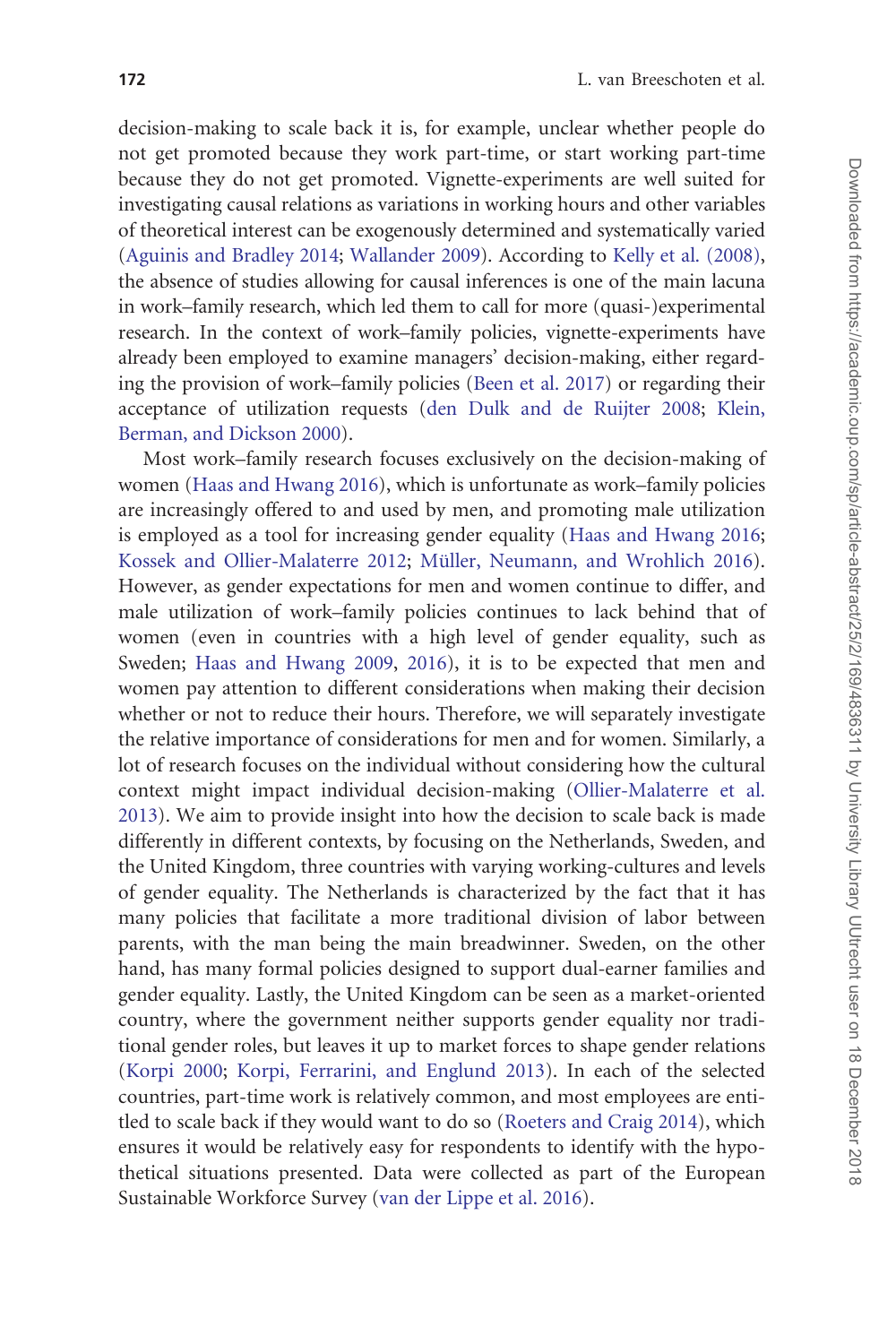decision-making to scale back it is, for example, unclear whether people do not get promoted because they work part-time, or start working part-time because they do not get promoted. Vignette-experiments are well suited for investigating causal relations as variations in working hours and other variables of theoretical interest can be exogenously determined and systematically varied (Aguinis and Bradley 2014; Wallander 2009). According to Kelly et al. (2008), the absence of studies allowing for causal inferences is one of the main lacuna in work–family research, which led them to call for more (quasi-)experimental research. In the context of work–family policies, vignette-experiments have already been employed to examine managers' decision-making, either regarding the provision of work–family policies (Been et al. 2017) or regarding their acceptance of utilization requests (den Dulk and de Ruijter 2008; Klein, Berman, and Dickson 2000).

Most work–family research focuses exclusively on the decision-making of women (Haas and Hwang 2016), which is unfortunate as work–family policies are increasingly offered to and used by men, and promoting male utilization is employed as a tool for increasing gender equality (Haas and Hwang 2016; Kossek and Ollier-Malaterre 2012; Müller, Neumann, and Wrohlich 2016). However, as gender expectations for men and women continue to differ, and male utilization of work–family policies continues to lack behind that of women (even in countries with a high level of gender equality, such as Sweden; Haas and Hwang 2009, 2016), it is to be expected that men and women pay attention to different considerations when making their decision whether or not to reduce their hours. Therefore, we will separately investigate the relative importance of considerations for men and for women. Similarly, a lot of research focuses on the individual without considering how the cultural context might impact individual decision-making (Ollier-Malaterre et al. 2013). We aim to provide insight into how the decision to scale back is made differently in different contexts, by focusing on the Netherlands, Sweden, and the United Kingdom, three countries with varying working-cultures and levels of gender equality. The Netherlands is characterized by the fact that it has many policies that facilitate a more traditional division of labor between parents, with the man being the main breadwinner. Sweden, on the other hand, has many formal policies designed to support dual-earner families and gender equality. Lastly, the United Kingdom can be seen as a market-oriented country, where the government neither supports gender equality nor traditional gender roles, but leaves it up to market forces to shape gender relations (Korpi 2000; Korpi, Ferrarini, and Englund 2013). In each of the selected countries, part-time work is relatively common, and most employees are entitled to scale back if they would want to do so (Roeters and Craig 2014), which ensures it would be relatively easy for respondents to identify with the hypothetical situations presented. Data were collected as part of the European Sustainable Workforce Survey (van der Lippe et al. 2016).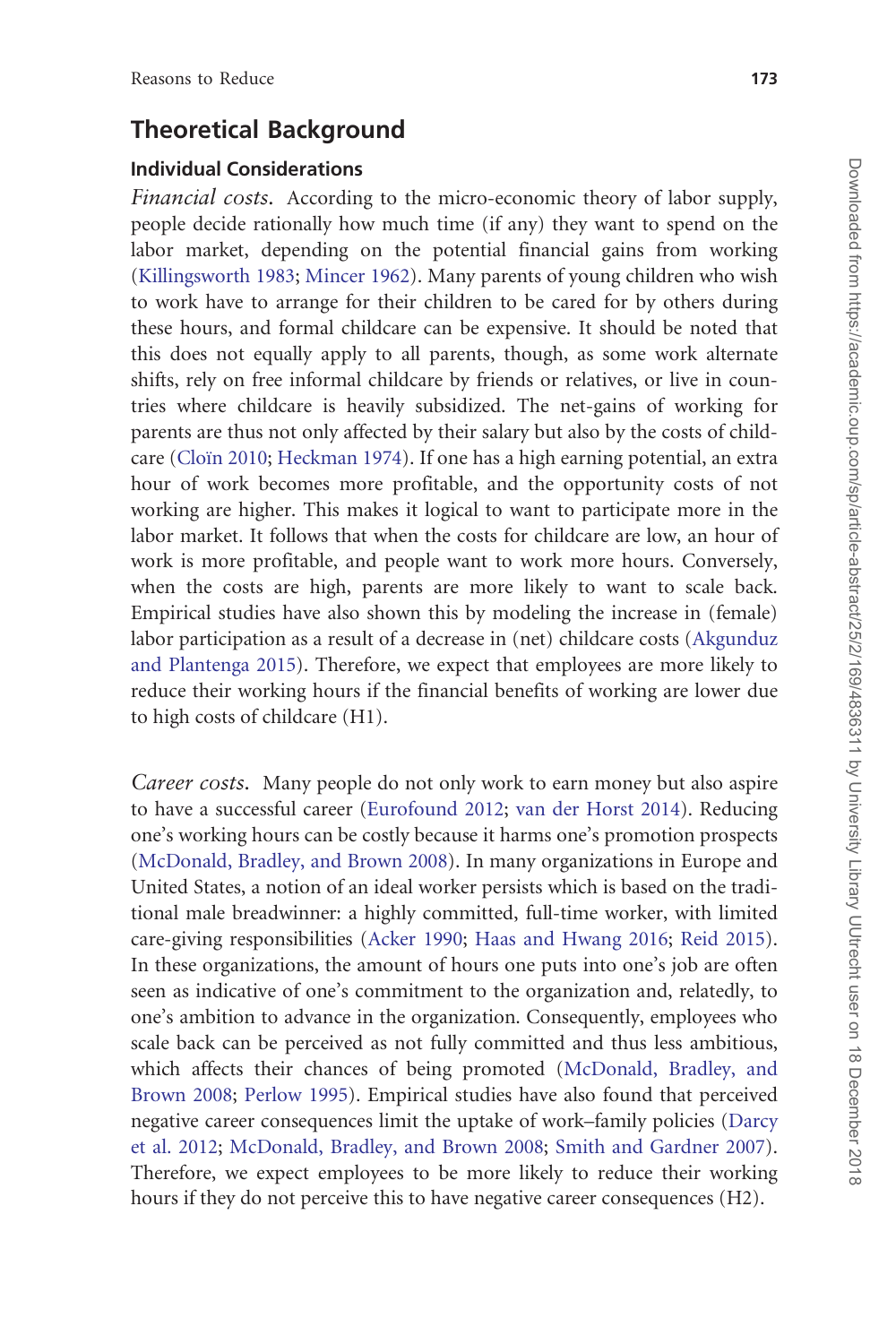## Theoretical Background

### Individual Considerations

*Financial costs.* According to the micro-economic theory of labor supply, people decide rationally how much time (if any) they want to spend on the labor market, depending on the potential financial gains from working (Killingsworth 1983; Mincer 1962). Many parents of young children who wish to work have to arrange for their children to be cared for by others during these hours, and formal childcare can be expensive. It should be noted that this does not equally apply to all parents, though, as some work alternate shifts, rely on free informal childcare by friends or relatives, or live in countries where childcare is heavily subsidized. The net-gains of working for parents are thus not only affected by their salary but also by the costs of childcare (Cloïn 2010; Heckman 1974). If one has a high earning potential, an extra hour of work becomes more profitable, and the opportunity costs of not working are higher. This makes it logical to want to participate more in the labor market. It follows that when the costs for childcare are low, an hour of work is more profitable, and people want to work more hours. Conversely, when the costs are high, parents are more likely to want to scale back. Empirical studies have also shown this by modeling the increase in (female) labor participation as a result of a decrease in (net) childcare costs (Akgunduz and Plantenga 2015). Therefore, we expect that employees are more likely to reduce their working hours if the financial benefits of working are lower due to high costs of childcare (H1).

*Career costs.* Many people do not only work to earn money but also aspire to have a successful career (Eurofound 2012; van der Horst 2014). Reducing one's working hours can be costly because it harms one's promotion prospects (McDonald, Bradley, and Brown 2008). In many organizations in Europe and United States, a notion of an ideal worker persists which is based on the traditional male breadwinner: a highly committed, full-time worker, with limited care-giving responsibilities (Acker 1990; Haas and Hwang 2016; Reid 2015). In these organizations, the amount of hours one puts into one's job are often seen as indicative of one's commitment to the organization and, relatedly, to one's ambition to advance in the organization. Consequently, employees who scale back can be perceived as not fully committed and thus less ambitious, which affects their chances of being promoted (McDonald, Bradley, and Brown 2008; Perlow 1995). Empirical studies have also found that perceived negative career consequences limit the uptake of work–family policies (Darcy et al. 2012; McDonald, Bradley, and Brown 2008; Smith and Gardner 2007). Therefore, we expect employees to be more likely to reduce their working hours if they do not perceive this to have negative career consequences (H2).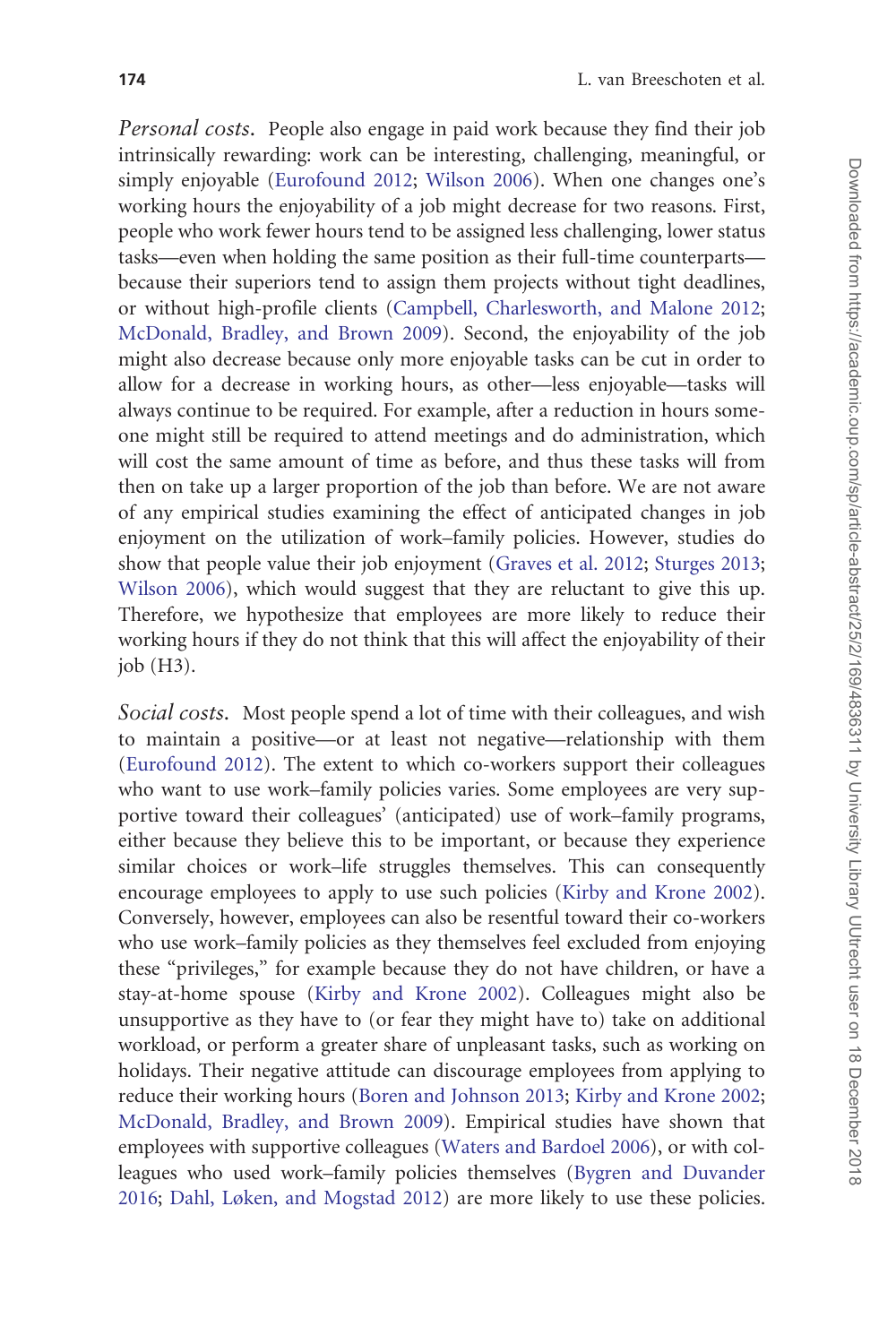*Personal costs.* People also engage in paid work because they find their job intrinsically rewarding: work can be interesting, challenging, meaningful, or simply enjoyable (Eurofound 2012; Wilson 2006). When one changes one's working hours the enjoyability of a job might decrease for two reasons. First, people who work fewer hours tend to be assigned less challenging, lower status tasks—even when holding the same position as their full-time counterparts—because their superiors tend to assign them projects without tight deadlines, or without high-profile clients (Campbell, Charlesworth, and Malone 2012; McDonald, Bradley, and Brown 2009). Second, the enjoyability of the job might also decrease because only more enjoyable tasks can be cut in order to allow for a decrease in working hours, as other—less enjoyable—tasks will always continue to be required. For example, after a reduction in hours someone might still be required to attend meetings and do administration, which will cost the same amount of time as before, and thus these tasks will from then on take up a larger proportion of the job than before. We are not aware of any empirical studies examining the effect of anticipated changes in job enjoyment on the utilization of work–family policies. However, studies do show that people value their job enjoyment (Graves et al. 2012; Sturges 2013; Wilson 2006), which would suggest that they are reluctant to give this up. Therefore, we hypothesize that employees are more likely to reduce their working hours if they do not think that this will affect the enjoyability of their job (H3).

*Social costs.* Most people spend a lot of time with their colleagues, and wish to maintain a positive—or at least not negative—relationship with them (Eurofound 2012). The extent to which co-workers support their colleagues who want to use work–family policies varies. Some employees are very supportive toward their colleagues' (anticipated) use of work–family programs, either because they believe this to be important, or because they experience similar choices or work–life struggles themselves. This can consequently encourage employees to apply to use such policies (Kirby and Krone 2002). Conversely, however, employees can also be resentful toward their co-workers who use work–family policies as they themselves feel excluded from enjoying these "privileges," for example because they do not have children, or have a stay-at-home spouse (Kirby and Krone 2002). Colleagues might also be unsupportive as they have to (or fear they might have to) take on additional workload, or perform a greater share of unpleasant tasks, such as working on holidays. Their negative attitude can discourage employees from applying to reduce their working hours (Boren and Johnson 2013; Kirby and Krone 2002; McDonald, Bradley, and Brown 2009). Empirical studies have shown that employees with supportive colleagues (Waters and Bardoel 2006), or with colleagues who used work–family policies themselves (Bygren and Duvander 2016; Dahl, Løken, and Mogstad 2012) are more likely to use these policies.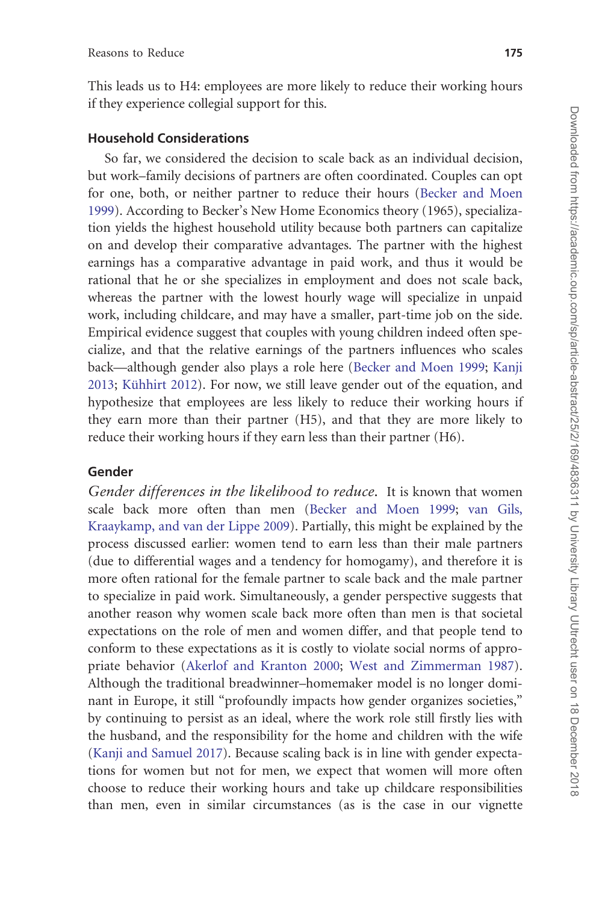This leads us to H4: employees are more likely to reduce their working hours if they experience collegial support for this.

### Household Considerations

So far, we considered the decision to scale back as an individual decision, but work–family decisions of partners are often coordinated. Couples can opt for one, both, or neither partner to reduce their hours (Becker and Moen 1999). According to Becker's New Home Economics theory (1965), specialization yields the highest household utility because both partners can capitalize on and develop their comparative advantages. The partner with the highest earnings has a comparative advantage in paid work, and thus it would be rational that he or she specializes in employment and does not scale back, whereas the partner with the lowest hourly wage will specialize in unpaid work, including childcare, and may have a smaller, part-time job on the side. Empirical evidence suggest that couples with young children indeed often specialize, and that the relative earnings of the partners influences who scales back—although gender also plays a role here (Becker and Moen 1999; Kanji 2013; Kühhirt 2012). For now, we still leave gender out of the equation, and hypothesize that employees are less likely to reduce their working hours if they earn more than their partner (H5), and that they are more likely to reduce their working hours if they earn less than their partner (H6).

### Gender

*Gender differences in the likelihood to reduce.* It is known that women scale back more often than men (Becker and Moen 1999; van Gils, Kraaykamp, and van der Lippe 2009). Partially, this might be explained by the process discussed earlier: women tend to earn less than their male partners (due to differential wages and a tendency for homogamy), and therefore it is more often rational for the female partner to scale back and the male partner to specialize in paid work. Simultaneously, a gender perspective suggests that another reason why women scale back more often than men is that societal expectations on the role of men and women differ, and that people tend to conform to these expectations as it is costly to violate social norms of appropriate behavior (Akerlof and Kranton 2000; West and Zimmerman 1987). Although the traditional breadwinner–homemaker model is no longer dominant in Europe, it still "profoundly impacts how gender organizes societies," by continuing to persist as an ideal, where the work role still firstly lies with the husband, and the responsibility for the home and children with the wife (Kanji and Samuel 2017). Because scaling back is in line with gender expectations for women but not for men, we expect that women will more often choose to reduce their working hours and take up childcare responsibilities than men, even in similar circumstances (as is the case in our vignette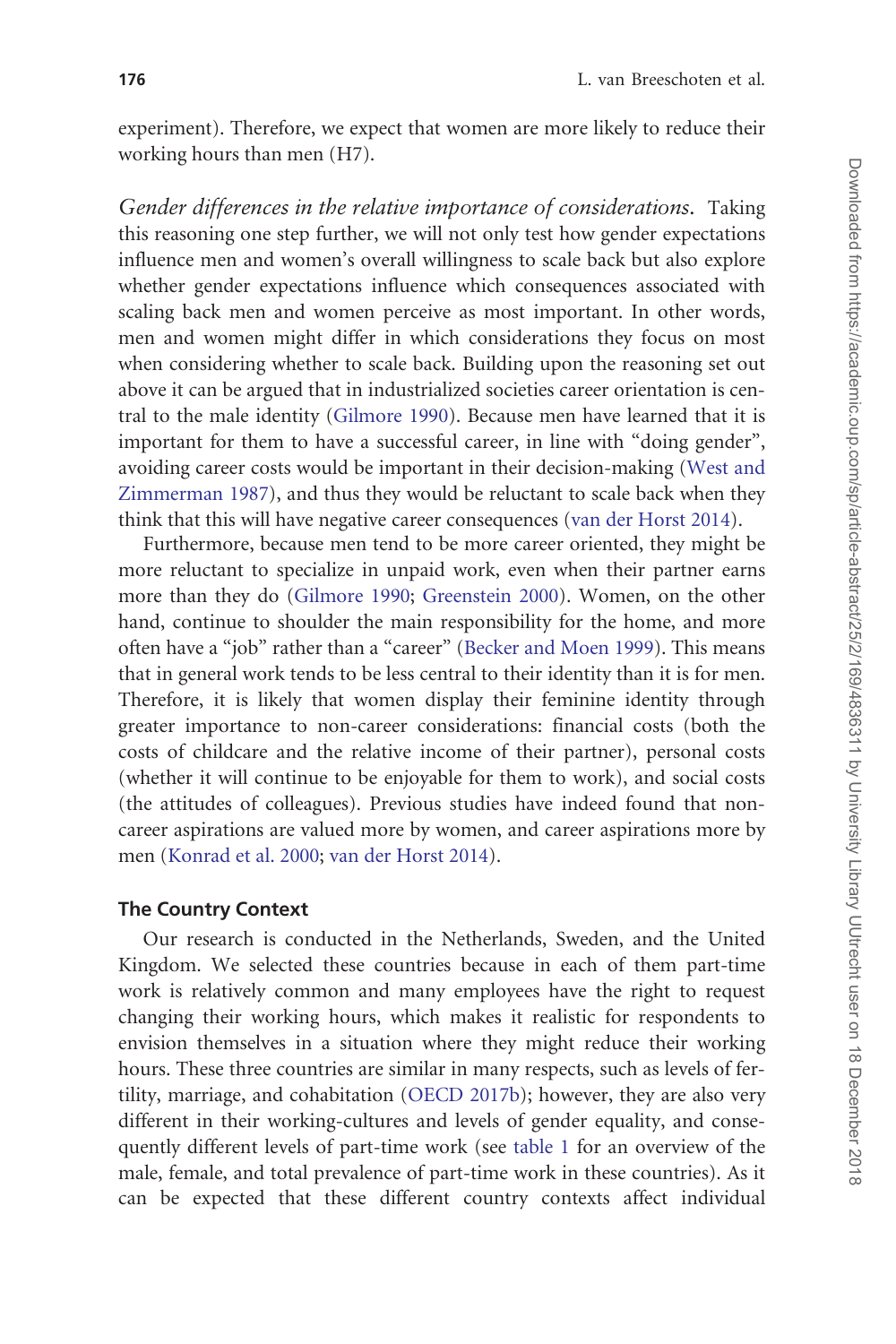experiment). Therefore, we expect that women are more likely to reduce their working hours than men (H7).

*Gender differences in the relative importance of considerations.* Taking this reasoning one step further, we will not only test how gender expectations influence men and women's overall willingness to scale back but also explore whether gender expectations influence which consequences associated with scaling back men and women perceive as most important. In other words, men and women might differ in which considerations they focus on most when considering whether to scale back. Building upon the reasoning set out above it can be argued that in industrialized societies career orientation is central to the male identity (Gilmore 1990). Because men have learned that it is important for them to have a successful career, in line with "doing gender", avoiding career costs would be important in their decision-making (West and Zimmerman 1987), and thus they would be reluctant to scale back when they think that this will have negative career consequences (van der Horst 2014).

Furthermore, because men tend to be more career oriented, they might be more reluctant to specialize in unpaid work, even when their partner earns more than they do (Gilmore 1990; Greenstein 2000). Women, on the other hand, continue to shoulder the main responsibility for the home, and more often have a "job" rather than a "career" (Becker and Moen 1999). This means that in general work tends to be less central to their identity than it is for men. Therefore, it is likely that women display their feminine identity through greater importance to non-career considerations: financial costs (both the costs of childcare and the relative income of their partner), personal costs (whether it will continue to be enjoyable for them to work), and social costs (the attitudes of colleagues). Previous studies have indeed found that non-career aspirations are valued more by women, and career aspirations more by men (Konrad et al. 2000; van der Horst 2014).

## The Country Context

Our research is conducted in the Netherlands, Sweden, and the United Kingdom. We selected these countries because in each of them part-time work is relatively common and many employees have the right to request changing their working hours, which makes it realistic for respondents to envision themselves in a situation where they might reduce their working hours. These three countries are similar in many respects, such as levels of fertility, marriage, and cohabitation (OECD 2017b); however, they are also very different in their working-cultures and levels of gender equality, and consequently different levels of part-time work (see table 1 for an overview of the male, female, and total prevalence of part-time work in these countries). As it can be expected that these different country contexts affect individual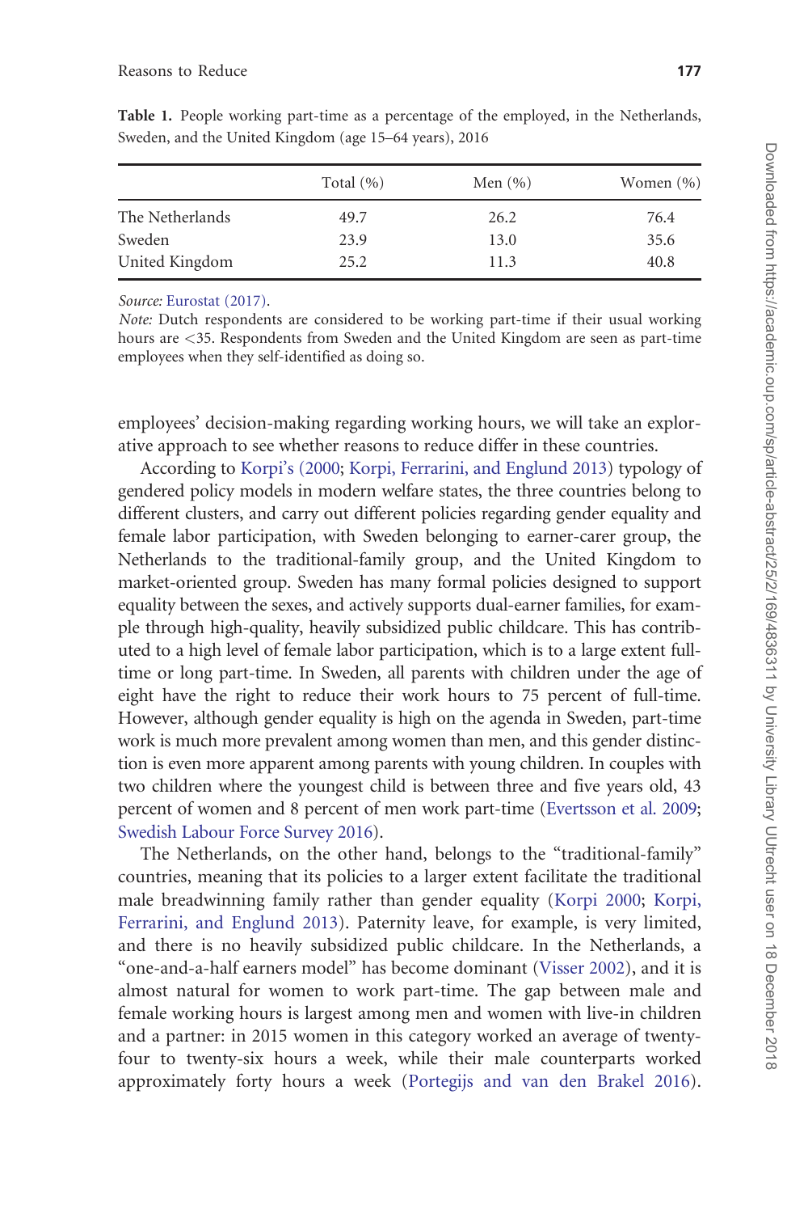**Table 1.** People working part-time as a percentage of the employed, in the Netherlands, Sweden, and the United Kingdom (age 15–64 years), 2016

| | Total (%) | Men (%) | Women (%) |
|---|---|---|---|
| The Netherlands | 49.7 | 26.2 | 76.4 |
| Sweden | 23.9 | 13.0 | 35.6 |
| United Kingdom | 25.2 | 11.3 | 40.8 |

*Source:* Eurostat (2017).

*Note:* Dutch respondents are considered to be working part-time if their usual working hours are <35. Respondents from Sweden and the United Kingdom are seen as part-time employees when they self-identified as doing so.

employees' decision-making regarding working hours, we will take an explorative approach to see whether reasons to reduce differ in these countries.

According to Korpi's (2000; Korpi, Ferrarini, and Englund 2013) typology of gendered policy models in modern welfare states, the three countries belong to different clusters, and carry out different policies regarding gender equality and female labor participation, with Sweden belonging to earner-carer group, the Netherlands to the traditional-family group, and the United Kingdom to market-oriented group. Sweden has many formal policies designed to support equality between the sexes, and actively supports dual-earner families, for example through high-quality, heavily subsidized public childcare. This has contributed to a high level of female labor participation, which is to a large extent full-time or long part-time. In Sweden, all parents with children under the age of eight have the right to reduce their work hours to 75 percent of full-time. However, although gender equality is high on the agenda in Sweden, part-time work is much more prevalent among women than men, and this gender distinction is even more apparent among parents with young children. In couples with two children where the youngest child is between three and five years old, 43 percent of women and 8 percent of men work part-time (Evertsson et al. 2009; Swedish Labour Force Survey 2016).

The Netherlands, on the other hand, belongs to the "traditional-family" countries, meaning that its policies to a larger extent facilitate the traditional male breadwinning family rather than gender equality (Korpi 2000; Korpi, Ferrarini, and Englund 2013). Paternity leave, for example, is very limited, and there is no heavily subsidized public childcare. In the Netherlands, a "one-and-a-half earners model" has become dominant (Visser 2002), and it is almost natural for women to work part-time. The gap between male and female working hours is largest among men and women with live-in children and a partner: in 2015 women in this category worked an average of twenty-four to twenty-six hours a week, while their male counterparts worked approximately forty hours a week (Portegijs and van den Brakel 2016).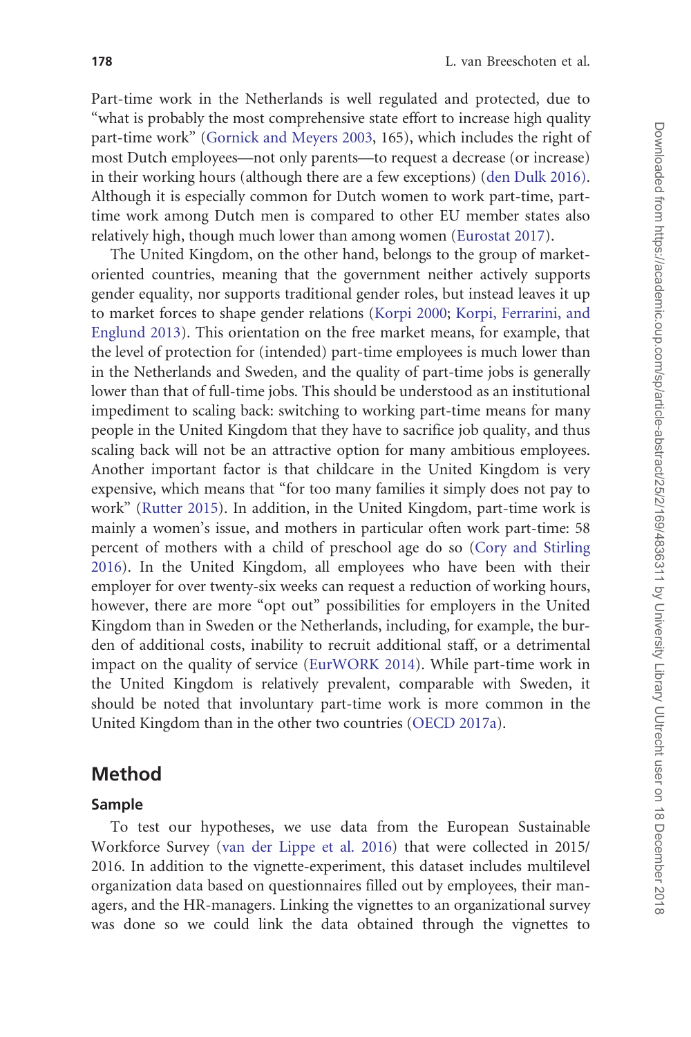Part-time work in the Netherlands is well regulated and protected, due to "what is probably the most comprehensive state effort to increase high quality part-time work" (Gornick and Meyers 2003, 165), which includes the right of most Dutch employees—not only parents—to request a decrease (or increase) in their working hours (although there are a few exceptions) (den Dulk 2016). Although it is especially common for Dutch women to work part-time, part-time work among Dutch men is compared to other EU member states also relatively high, though much lower than among women (Eurostat 2017).

The United Kingdom, on the other hand, belongs to the group of market-oriented countries, meaning that the government neither actively supports gender equality, nor supports traditional gender roles, but instead leaves it up to market forces to shape gender relations (Korpi 2000; Korpi, Ferrarini, and Englund 2013). This orientation on the free market means, for example, that the level of protection for (intended) part-time employees is much lower than in the Netherlands and Sweden, and the quality of part-time jobs is generally lower than that of full-time jobs. This should be understood as an institutional impediment to scaling back: switching to working part-time means for many people in the United Kingdom that they have to sacrifice job quality, and thus scaling back will not be an attractive option for many ambitious employees. Another important factor is that childcare in the United Kingdom is very expensive, which means that "for too many families it simply does not pay to work" (Rutter 2015). In addition, in the United Kingdom, part-time work is mainly a women's issue, and mothers in particular often work part-time: 58 percent of mothers with a child of preschool age do so (Cory and Stirling 2016). In the United Kingdom, all employees who have been with their employer for over twenty-six weeks can request a reduction of working hours, however, there are more "opt out" possibilities for employers in the United Kingdom than in Sweden or the Netherlands, including, for example, the burden of additional costs, inability to recruit additional staff, or a detrimental impact on the quality of service (EurWORK 2014). While part-time work in the United Kingdom is relatively prevalent, comparable with Sweden, it should be noted that involuntary part-time work is more common in the United Kingdom than in the other two countries (OECD 2017a).

## Method

### Sample

To test our hypotheses, we use data from the European Sustainable Workforce Survey (van der Lippe et al. 2016) that were collected in 2015/2016. In addition to the vignette-experiment, this dataset includes multilevel organization data based on questionnaires filled out by employees, their managers, and the HR-managers. Linking the vignettes to an organizational survey was done so we could link the data obtained through the vignettes to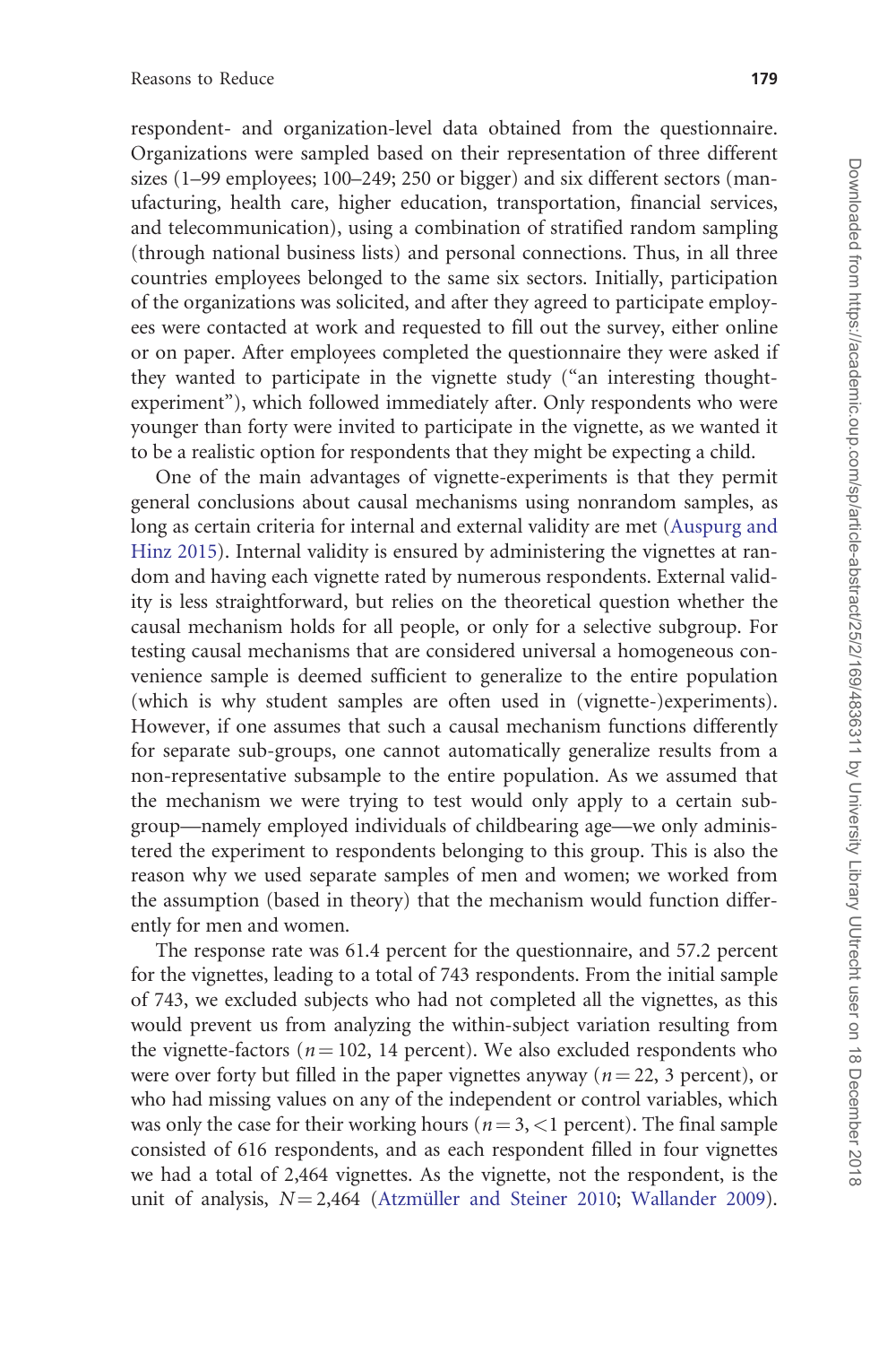respondent- and organization-level data obtained from the questionnaire. Organizations were sampled based on their representation of three different sizes (1–99 employees; 100–249; 250 or bigger) and six different sectors (manufacturing, health care, higher education, transportation, financial services, and telecommunication), using a combination of stratified random sampling (through national business lists) and personal connections. Thus, in all three countries employees belonged to the same six sectors. Initially, participation of the organizations was solicited, and after they agreed to participate employees were contacted at work and requested to fill out the survey, either online or on paper. After employees completed the questionnaire they were asked if they wanted to participate in the vignette study ("an interesting thought-experiment"), which followed immediately after. Only respondents who were younger than forty were invited to participate in the vignette, as we wanted it to be a realistic option for respondents that they might be expecting a child.

One of the main advantages of vignette-experiments is that they permit general conclusions about causal mechanisms using nonrandom samples, as long as certain criteria for internal and external validity are met (Auspurg and Hinz 2015). Internal validity is ensured by administering the vignettes at random and having each vignette rated by numerous respondents. External validity is less straightforward, but relies on the theoretical question whether the causal mechanism holds for all people, or only for a selective subgroup. For testing causal mechanisms that are considered universal a homogeneous convenience sample is deemed sufficient to generalize to the entire population (which is why student samples are often used in (vignette-)experiments). However, if one assumes that such a causal mechanism functions differently for separate sub-groups, one cannot automatically generalize results from a non-representative subsample to the entire population. As we assumed that the mechanism we were trying to test would only apply to a certain subgroup—namely employed individuals of childbearing age—we only administered the experiment to respondents belonging to this group. This is also the reason why we used separate samples of men and women; we worked from the assumption (based in theory) that the mechanism would function differently for men and women.

The response rate was 61.4 percent for the questionnaire, and 57.2 percent for the vignettes, leading to a total of 743 respondents. From the initial sample of 743, we excluded subjects who had not completed all the vignettes, as this would prevent us from analyzing the within-subject variation resulting from the vignette-factors ($n = 102$, 14 percent). We also excluded respondents who were over forty but filled in the paper vignettes anyway ($n = 22$, 3 percent), or who had missing values on any of the independent or control variables, which was only the case for their working hours ($n = 3$, $<1$ percent). The final sample consisted of 616 respondents, and as each respondent filled in four vignettes we had a total of 2,464 vignettes. As the vignette, not the respondent, is the unit of analysis, $N = 2{,}464$ (Atzmüller and Steiner 2010; Wallander 2009).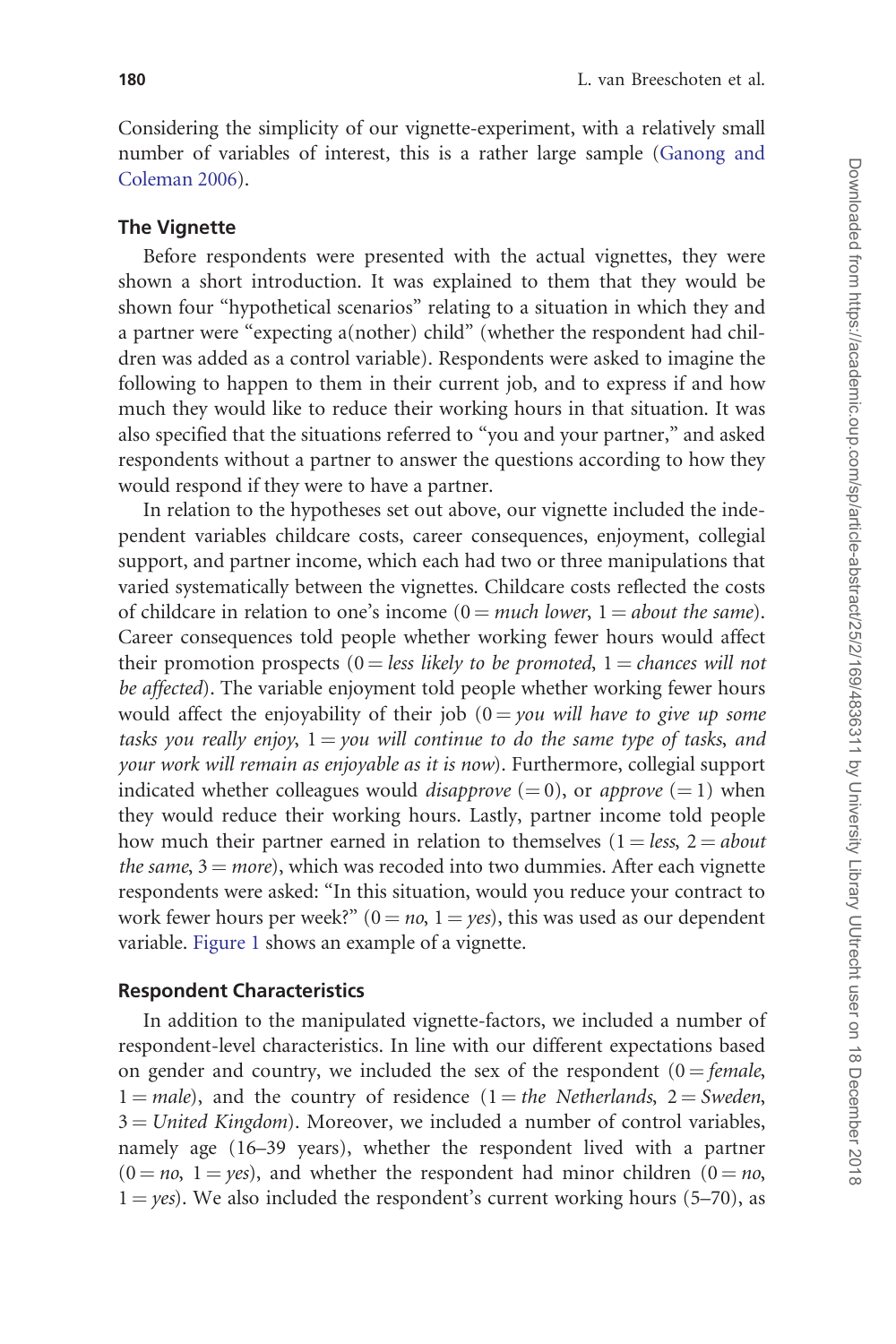Considering the simplicity of our vignette-experiment, with a relatively small number of variables of interest, this is a rather large sample (Ganong and Coleman 2006).

### The Vignette

Before respondents were presented with the actual vignettes, they were shown a short introduction. It was explained to them that they would be shown four "hypothetical scenarios" relating to a situation in which they and a partner were "expecting a(nother) child" (whether the respondent had children was added as a control variable). Respondents were asked to imagine the following to happen to them in their current job, and to express if and how much they would like to reduce their working hours in that situation. It was also specified that the situations referred to "you and your partner," and asked respondents without a partner to answer the questions according to how they would respond if they were to have a partner.

In relation to the hypotheses set out above, our vignette included the independent variables childcare costs, career consequences, enjoyment, collegial support, and partner income, which each had two or three manipulations that varied systematically between the vignettes. Childcare costs reflected the costs of childcare in relation to one's income (0 = *much lower*, 1 = *about the same*). Career consequences told people whether working fewer hours would affect their promotion prospects (0 = *less likely to be promoted*, 1 = *chances will not be affected*). The variable enjoyment told people whether working fewer hours would affect the enjoyability of their job (0 = *you will have to give up some tasks you really enjoy*, 1 = *you will continue to do the same type of tasks, and your work will remain as enjoyable as it is now*). Furthermore, collegial support indicated whether colleagues would *disapprove* (= 0), or *approve* (= 1) when they would reduce their working hours. Lastly, partner income told people how much their partner earned in relation to themselves (1 = *less*, 2 = *about the same*, 3 = *more*), which was recoded into two dummies. After each vignette respondents were asked: "In this situation, would you reduce your contract to work fewer hours per week?" (0 = *no*, 1 = *yes*), this was used as our dependent variable. Figure 1 shows an example of a vignette.

### Respondent Characteristics

In addition to the manipulated vignette-factors, we included a number of respondent-level characteristics. In line with our different expectations based on gender and country, we included the sex of the respondent (0 = *female*, 1 = *male*), and the country of residence (1 = *the Netherlands*, 2 = *Sweden*, 3 = *United Kingdom*). Moreover, we included a number of control variables, namely age (16–39 years), whether the respondent lived with a partner (0 = *no*, 1 = *yes*), and whether the respondent had minor children (0 = *no*, 1 = *yes*). We also included the respondent's current working hours (5–70), as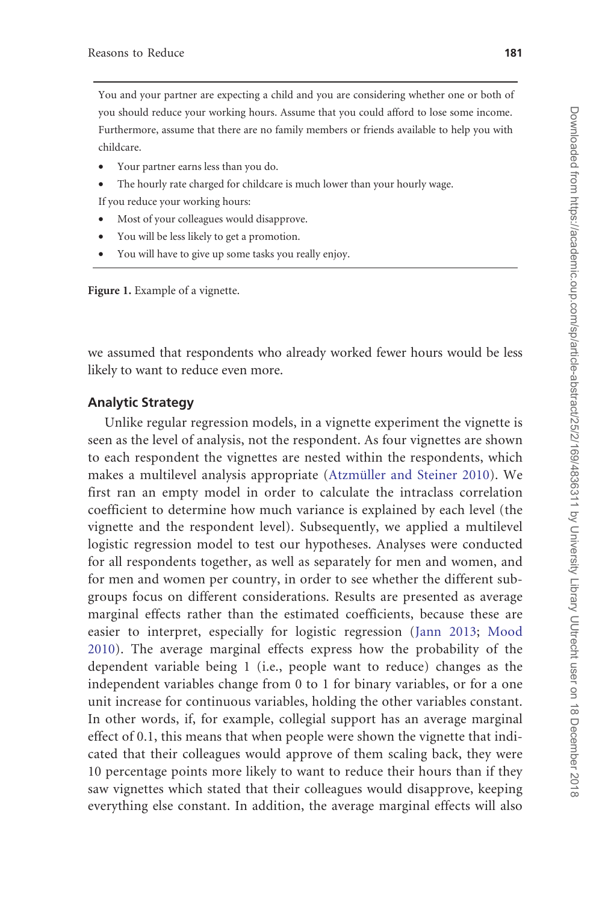You and your partner are expecting a child and you are considering whether one or both of you should reduce your working hours. Assume that you could afford to lose some income. Furthermore, assume that there are no family members or friends available to help you with childcare.

- Your partner earns less than you do.
- The hourly rate charged for childcare is much lower than your hourly wage.

If you reduce your working hours:

- Most of your colleagues would disapprove.
- You will be less likely to get a promotion.
- You will have to give up some tasks you really enjoy.

**Figure 1.** Example of a vignette.

we assumed that respondents who already worked fewer hours would be less likely to want to reduce even more.

## Analytic Strategy

Unlike regular regression models, in a vignette experiment the vignette is seen as the level of analysis, not the respondent. As four vignettes are shown to each respondent the vignettes are nested within the respondents, which makes a multilevel analysis appropriate (Atzmüller and Steiner 2010). We first ran an empty model in order to calculate the intraclass correlation coefficient to determine how much variance is explained by each level (the vignette and the respondent level). Subsequently, we applied a multilevel logistic regression model to test our hypotheses. Analyses were conducted for all respondents together, as well as separately for men and women, and for men and women per country, in order to see whether the different subgroups focus on different considerations. Results are presented as average marginal effects rather than the estimated coefficients, because these are easier to interpret, especially for logistic regression (Jann 2013; Mood 2010). The average marginal effects express how the probability of the dependent variable being 1 (i.e., people want to reduce) changes as the independent variables change from 0 to 1 for binary variables, or for a one unit increase for continuous variables, holding the other variables constant. In other words, if, for example, collegial support has an average marginal effect of 0.1, this means that when people were shown the vignette that indicated that their colleagues would approve of them scaling back, they were 10 percentage points more likely to want to reduce their hours than if they saw vignettes which stated that their colleagues would disapprove, keeping everything else constant. In addition, the average marginal effects will also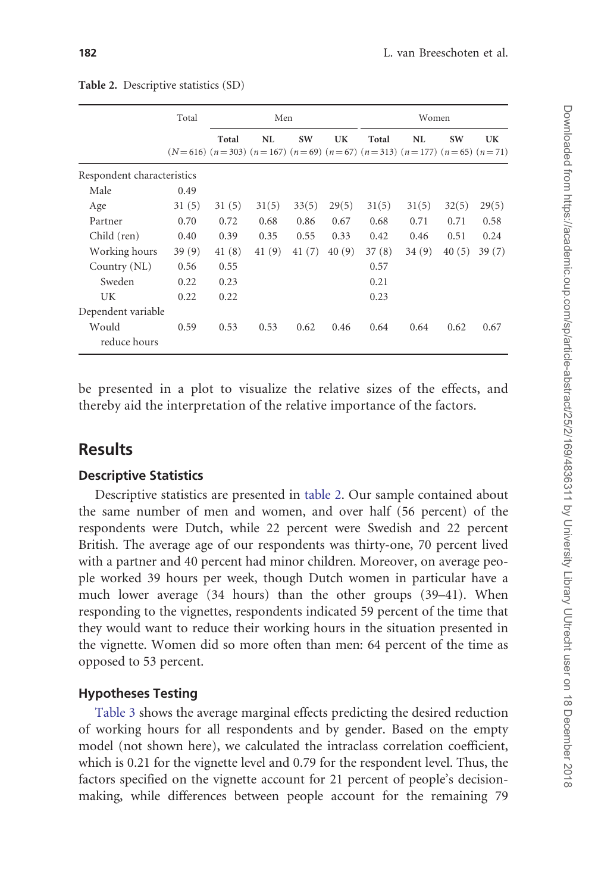Table 2. Descriptive statistics (SD)

| | Total | Men | | | | Women | | | |
|---|---|---|---|---|---|---|---|---|---|
| | | Total | NL | SW | UK | Total | NL | SW | UK |
| | (N = 616) | (n = 303) | (n = 167) | (n = 69) | (n = 67) | (n = 313) | (n = 177) | (n = 65) | (n = 71) |
| Respondent characteristics | | | | | | | | | |
| Male | 0.49 | | | | | | | | |
| Age | 31 (5) | 31 (5) | 31(5) | 33(5) | 29(5) | 31(5) | 31(5) | 32(5) | 29(5) |
| Partner | 0.70 | 0.72 | 0.68 | 0.86 | 0.67 | 0.68 | 0.71 | 0.71 | 0.58 |
| Child (ren) | 0.40 | 0.39 | 0.35 | 0.55 | 0.33 | 0.42 | 0.46 | 0.51 | 0.24 |
| Working hours | 39 (9) | 41 (8) | 41 (9) | 41 (7) | 40 (9) | 37 (8) | 34 (9) | 40 (5) | 39 (7) |
| Country (NL) | 0.56 | 0.55 | | | | 0.57 | | | |
| Sweden | 0.22 | 0.23 | | | | 0.21 | | | |
| UK | 0.22 | 0.22 | | | | 0.23 | | | |
| Dependent variable | | | | | | | | | |
| Would reduce hours | 0.59 | 0.53 | 0.53 | 0.62 | 0.46 | 0.64 | 0.64 | 0.62 | 0.67 |

be presented in a plot to visualize the relative sizes of the effects, and thereby aid the interpretation of the relative importance of the factors.

## Results

### Descriptive Statistics

Descriptive statistics are presented in table 2. Our sample contained about the same number of men and women, and over half (56 percent) of the respondents were Dutch, while 22 percent were Swedish and 22 percent British. The average age of our respondents was thirty-one, 70 percent lived with a partner and 40 percent had minor children. Moreover, on average people worked 39 hours per week, though Dutch women in particular have a much lower average (34 hours) than the other groups (39–41). When responding to the vignettes, respondents indicated 59 percent of the time that they would want to reduce their working hours in the situation presented in the vignette. Women did so more often than men: 64 percent of the time as opposed to 53 percent.

### Hypotheses Testing

Table 3 shows the average marginal effects predicting the desired reduction of working hours for all respondents and by gender. Based on the empty model (not shown here), we calculated the intraclass correlation coefficient, which is 0.21 for the vignette level and 0.79 for the respondent level. Thus, the factors specified on the vignette account for 21 percent of people's decision-making, while differences between people account for the remaining 79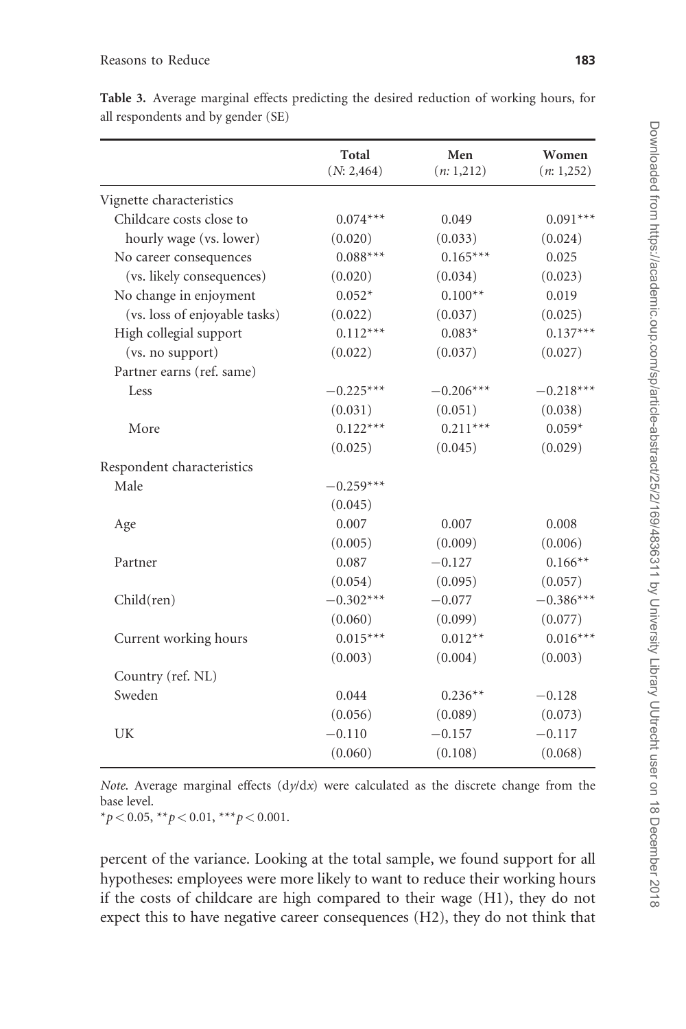**Table 3.** Average marginal effects predicting the desired reduction of working hours, for all respondents and by gender (SE)

| | Total (*N*: 2,464) | Men (*n*: 1,212) | Women (*n*: 1,252) |
|---|---|---|---|
| Vignette characteristics | | | |
| Childcare costs close to hourly wage (vs. lower) | 0.074*** | 0.049 | 0.091*** |
| | (0.020) | (0.033) | (0.024) |
| No career consequences (vs. likely consequences) | 0.088*** | 0.165*** | 0.025 |
| | (0.020) | (0.034) | (0.023) |
| No change in enjoyment (vs. loss of enjoyable tasks) | 0.052* | 0.100** | 0.019 |
| | (0.022) | (0.037) | (0.025) |
| High collegial support (vs. no support) | 0.112*** | 0.083* | 0.137*** |
| | (0.022) | (0.037) | (0.027) |
| Partner earns (ref. same) | | | |
| Less | −0.225*** | −0.206*** | −0.218*** |
| | (0.031) | (0.051) | (0.038) |
| More | 0.122*** | 0.211*** | 0.059* |
| | (0.025) | (0.045) | (0.029) |
| Respondent characteristics | | | |
| Male | −0.259*** | | |
| | (0.045) | | |
| Age | 0.007 | 0.007 | 0.008 |
| | (0.005) | (0.009) | (0.006) |
| Partner | 0.087 | −0.127 | 0.166** |
| | (0.054) | (0.095) | (0.057) |
| Child(ren) | −0.302*** | −0.077 | −0.386*** |
| | (0.060) | (0.099) | (0.077) |
| Current working hours | 0.015*** | 0.012** | 0.016*** |
| | (0.003) | (0.004) | (0.003) |
| Country (ref. NL) | | | |
| Sweden | 0.044 | 0.236** | −0.128 |
| | (0.056) | (0.089) | (0.073) |
| UK | −0.110 | −0.157 | −0.117 |
| | (0.060) | (0.108) | (0.068) |

*Note*. Average marginal effects ($dy/dx$) were calculated as the discrete change from the base level.

*$p < 0.05$, **$p < 0.01$, ***$p < 0.001$.

percent of the variance. Looking at the total sample, we found support for all hypotheses: employees were more likely to want to reduce their working hours if the costs of childcare are high compared to their wage (H1), they do not expect this to have negative career consequences (H2), they do not think that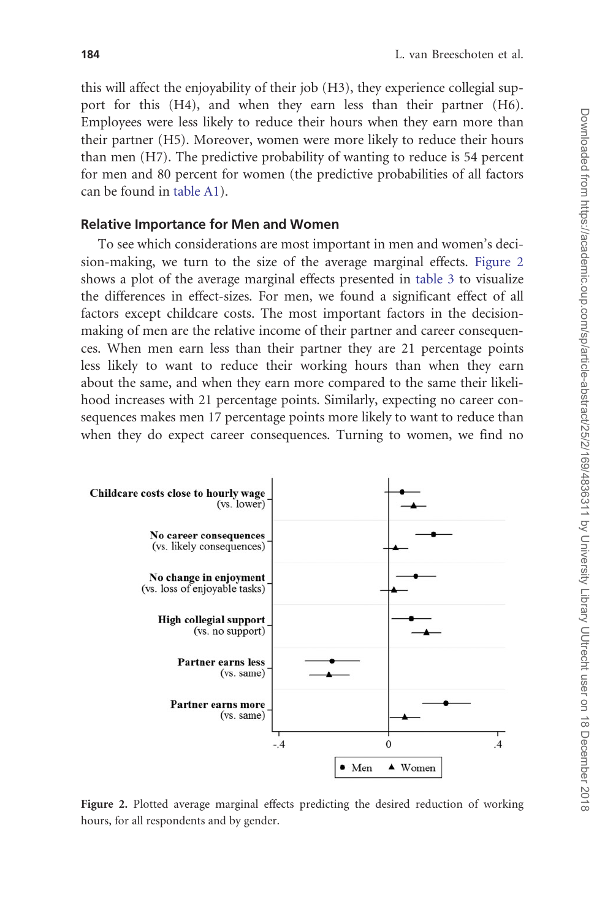this will affect the enjoyability of their job (H3), they experience collegial support for this (H4), and when they earn less than their partner (H6). Employees were less likely to reduce their hours when they earn more than their partner (H5). Moreover, women were more likely to reduce their hours than men (H7). The predictive probability of wanting to reduce is 54 percent for men and 80 percent for women (the predictive probabilities of all factors can be found in table A1).

### Relative Importance for Men and Women

To see which considerations are most important in men and women's decision-making, we turn to the size of the marginal effects. Figure 2 shows a plot of the average marginal effects presented in table 3 to visualize the differences in effect-sizes. For men, we found a significant effect of all factors except childcare costs. The most important factors in the decision-making of men are the relative income of their partner and career consequences. When men earn less than their partner they are 21 percentage points less likely to want to reduce their working hours than when they earn about the same, and when they earn more compared to the same their likelihood increases with 21 percentage points. Similarly, expecting no career consequences makes men 17 percentage points more likely to want to reduce than when they do expect career consequences. Turning to women, we find no

Figure 2. Plotted average marginal effects predicting the desired reduction of working hours, for all respondents and by gender.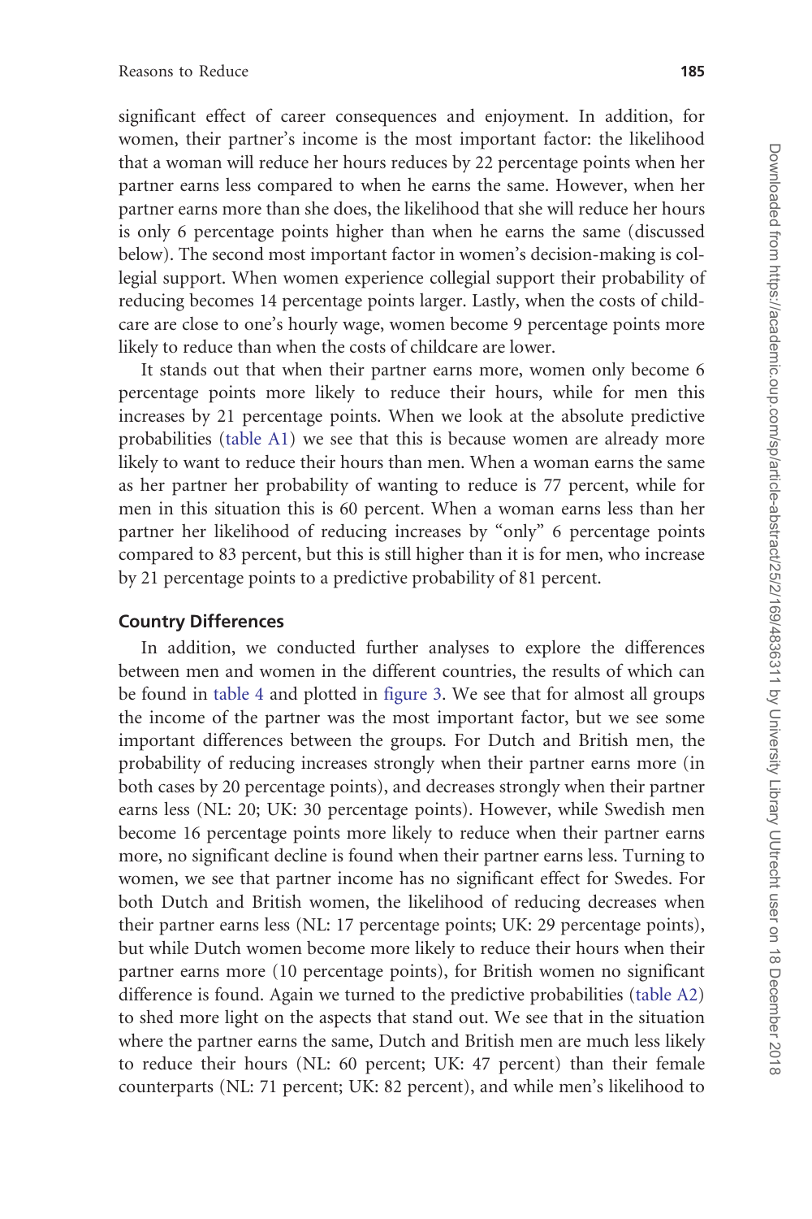significant effect of career consequences and enjoyment. In addition, for women, their partner's income is the most important factor: the likelihood that a woman will reduce her hours reduces by 22 percentage points when her partner earns less compared to when he earns the same. However, when her partner earns more than she does, the likelihood that she will reduce her hours is only 6 percentage points higher than when he earns the same (discussed below). The second most important factor in women's decision-making is collegial support. When women experience collegial support their probability of reducing becomes 14 percentage points larger. Lastly, when the costs of childcare are close to one's hourly wage, women become 9 percentage points more likely to reduce than when the costs of childcare are lower.

It stands out that when their partner earns more, women only become 6 percentage points more likely to reduce their hours, while for men this increases by 21 percentage points. When we look at the absolute predictive probabilities (table A1) we see that this is because women are already more likely to want to reduce their hours than men. When a woman earns the same as her partner her probability of wanting to reduce is 77 percent, while for men in this situation this is 60 percent. When a woman earns less than her partner her likelihood of reducing increases by "only" 6 percentage points compared to 83 percent, but this is still higher than it is for men, who increase by 21 percentage points to a predictive probability of 81 percent.

## Country Differences

In addition, we conducted further analyses to explore the differences between men and women in the different countries, the results of which can be found in table 4 and plotted in figure 3. We see that for almost all groups the income of the partner was the most important factor, but we see some important differences between the groups. For Dutch and British men, the probability of reducing increases strongly when their partner earns more (in both cases by 20 percentage points), and decreases strongly when their partner earns less (NL: 20; UK: 30 percentage points). However, while Swedish men become 16 percentage points more likely to reduce when their partner earns more, no significant decline is found when their partner earns less. Turning to women, we see that partner income has no significant effect for Swedes. For both Dutch and British women, the likelihood of reducing decreases when their partner earns less (NL: 17 percentage points; UK: 29 percentage points), but while Dutch women become more likely to reduce their hours when their partner earns more (10 percentage points), for British women no significant difference is found. Again we turned to the predictive probabilities (table A2) to shed more light on the aspects that stand out. We see that in the situation where the partner earns the same, Dutch and British men are much less likely to reduce their hours (NL: 60 percent; UK: 47 percent) than their female counterparts (NL: 71 percent; UK: 82 percent), and while men's likelihood to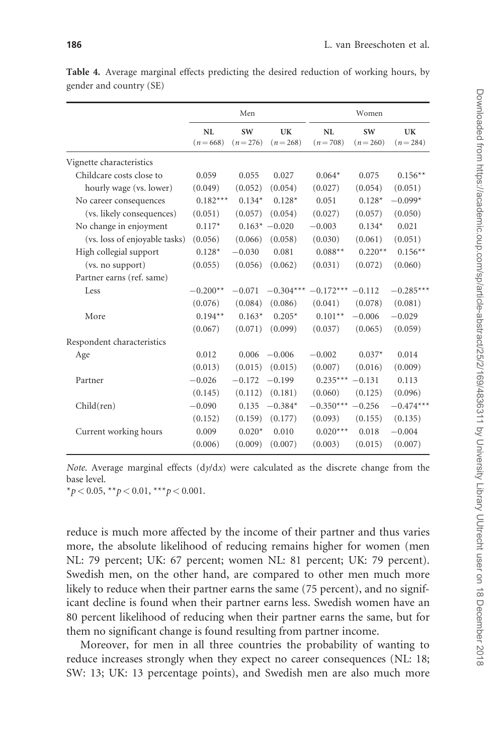**Table 4.** Average marginal effects predicting the desired reduction of working hours, by gender and country (SE)

| | Men | | | Women | | |
|---|---|---|---|---|---|---|
| | NL ($n = 668$) | SW ($n = 276$) | UK ($n = 268$) | NL ($n = 708$) | SW ($n = 260$) | UK ($n = 284$) |
| Vignette characteristics | | | | | | |
| Childcare costs close to | 0.059 | 0.055 | 0.027 | 0.064* | 0.075 | 0.156** |
| hourly wage (vs. lower) | (0.049) | (0.052) | (0.054) | (0.027) | (0.054) | (0.051) |
| No career consequences | 0.182*** | 0.134* | 0.128* | 0.051 | 0.128* | −0.099* |
| (vs. likely consequences) | (0.051) | (0.057) | (0.054) | (0.027) | (0.057) | (0.050) |
| No change in enjoyment | 0.117* | 0.163* | −0.020 | −0.003 | 0.134* | 0.021 |
| (vs. loss of enjoyable tasks) | (0.056) | (0.066) | (0.058) | (0.030) | (0.061) | (0.051) |
| High collegial support | 0.128* | −0.030 | 0.081 | 0.088** | 0.220** | 0.156** |
| (vs. no support) | (0.055) | (0.056) | (0.062) | (0.031) | (0.072) | (0.060) |
| Partner earns (ref. same) | | | | | | |
| Less | −0.200** | −0.071 | −0.304*** | −0.172*** | −0.112 | −0.285*** |
| | (0.076) | (0.084) | (0.086) | (0.041) | (0.078) | (0.081) |
| More | 0.194** | 0.163* | 0.205* | 0.101** | −0.006 | −0.029 |
| | (0.067) | (0.071) | (0.099) | (0.037) | (0.065) | (0.059) |
| Respondent characteristics | | | | | | |
| Age | 0.012 | 0.006 | −0.006 | −0.002 | 0.037* | 0.014 |
| | (0.013) | (0.015) | (0.015) | (0.007) | (0.016) | (0.009) |
| Partner | −0.026 | −0.172 | −0.199 | 0.235*** | −0.131 | 0.113 |
| | (0.145) | (0.112) | (0.181) | (0.060) | (0.125) | (0.096) |
| Child(ren) | −0.090 | 0.135 | −0.384* | −0.350*** | −0.256 | −0.474*** |
| | (0.152) | (0.159) | (0.177) | (0.093) | (0.155) | (0.135) |
| Current working hours | 0.009 | 0.020* | 0.010 | 0.020*** | 0.018 | −0.004 |
| | (0.006) | (0.009) | (0.007) | (0.003) | (0.015) | (0.007) |

*Note.* Average marginal effects (d*y*/d*x*) were calculated as the discrete change from the base level.
*$p < 0.05$, **$p < 0.01$, ***$p < 0.001$.

reduce is much more affected by the income of their partner and thus varies more, the absolute likelihood of reducing remains higher for women (men NL: 79 percent; UK: 67 percent; women NL: 81 percent; UK: 79 percent). Swedish men, on the other hand, are compared to other men much more likely to reduce when their partner earns the same (75 percent), and no significant decline is found when their partner earns less. Swedish women have an 80 percent likelihood of reducing when their partner earns the same, but for them no significant change is found resulting from partner income.

Moreover, for men in all three countries the probability of wanting to reduce increases strongly when they expect no career consequences (NL: 18; SW: 13; UK: 13 percentage points), and Swedish men are also much more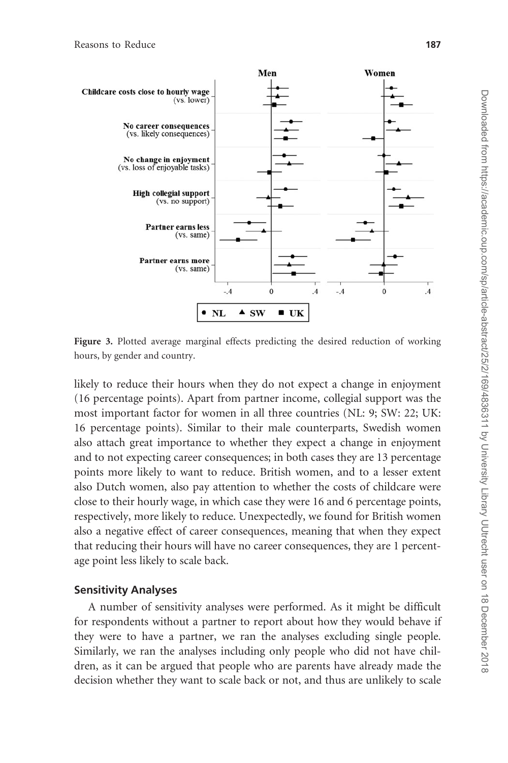Figure 3. Plotted average marginal effects predicting the desired reduction of working hours, by gender and country.

likely to reduce their hours when they do not expect a change in enjoyment (16 percentage points). Apart from partner income, collegial support was the most important factor for women in all three countries (NL: 9; SW: 22; UK: 16 percentage points). Similar to their male counterparts, Swedish women also attach great importance to whether they expect a change in enjoyment and to not expecting career consequences; in both cases they are 13 percentage points more likely to want to reduce. British women, and to a lesser extent also Dutch women, also pay attention to whether the costs of childcare were close to their hourly wage, in which case they were 16 and 6 percentage points, respectively, more likely to reduce. Unexpectedly, we found for British women also a negative effect of career consequences, meaning that when they expect that reducing their hours will have no career consequences, they are 1 percentage point less likely to scale back.

## Sensitivity Analyses

A number of sensitivity analyses were performed. As it might be difficult for respondents without a partner to report about how they would behave if they were to have a partner, we ran the analyses excluding single people. Similarly, we ran the analyses including only people who did not have children, as it can be argued that people who are parents have already made the decision whether they want to scale back or not, and thus are unlikely to scale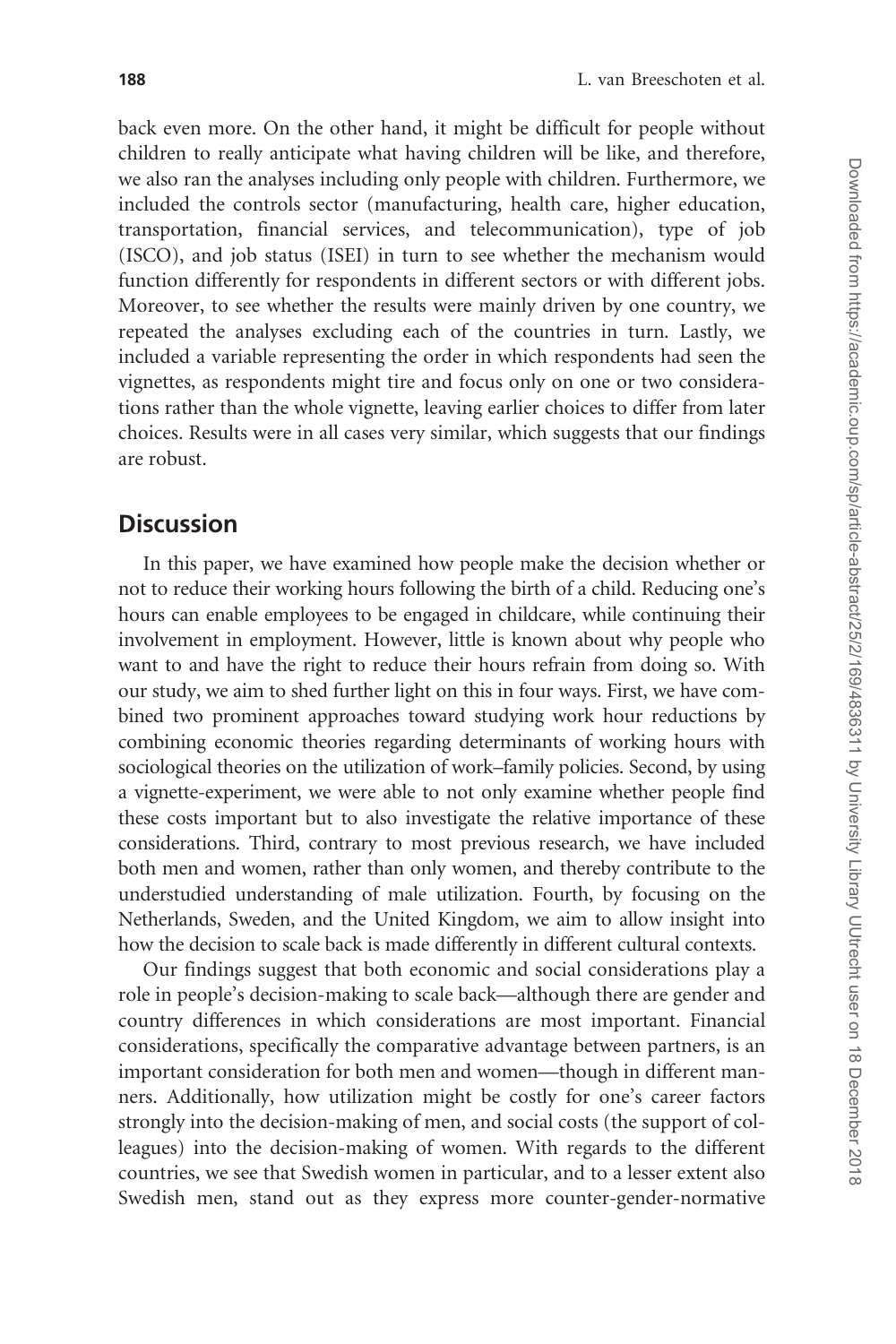back even more. On the other hand, it might be difficult for people without children to really anticipate what having children will be like, and therefore, we also ran the analyses including only people with children. Furthermore, we included the controls sector (manufacturing, health care, higher education, transportation, financial services, and telecommunication), type of job (ISCO), and job status (ISEI) in turn to see whether the mechanism would function differently for respondents in different sectors or with different jobs. Moreover, to see whether the results were mainly driven by one country, we repeated the analyses excluding each of the countries in turn. Lastly, we included a variable representing the order in which respondents had seen the vignettes, as respondents might tire and focus only on one or two considerations rather than the whole vignette, leaving earlier choices to differ from later choices. Results were in all cases very similar, which suggests that our findings are robust.

## Discussion

In this paper, we have examined how people make the decision whether or not to reduce their working hours following the birth of a child. Reducing one's hours can enable employees to be engaged in childcare, while continuing their involvement in employment. However, little is known about why people who want to and have the right to reduce their hours refrain from doing so. With our study, we aim to shed further light on this in four ways. First, we have combined two prominent approaches toward studying work hour reductions by combining economic theories regarding determinants of working hours with sociological theories on the utilization of work–family policies. Second, by using a vignette-experiment, we were able to not only examine whether people find these costs important but to also investigate the relative importance of these considerations. Third, contrary to most previous research, we have included both men and women, rather than only women, and thereby contribute to the understudied understanding of male utilization. Fourth, by focusing on the Netherlands, Sweden, and the United Kingdom, we aim to allow insight into how the decision to scale back is made differently in different cultural contexts.

Our findings suggest that both economic and social considerations play a role in people's decision-making to scale back—although there are gender and country differences in which considerations are most important. Financial considerations, specifically the comparative advantage between partners, is an important consideration for both men and women—though in different manners. Additionally, how utilization might be costly for one's career factors strongly into the decision-making of men, and social costs (the support of colleagues) into the decision-making of women. With regards to the different countries, we see that Swedish women in particular, and to a lesser extent also Swedish men, stand out as they express more counter-gender-normative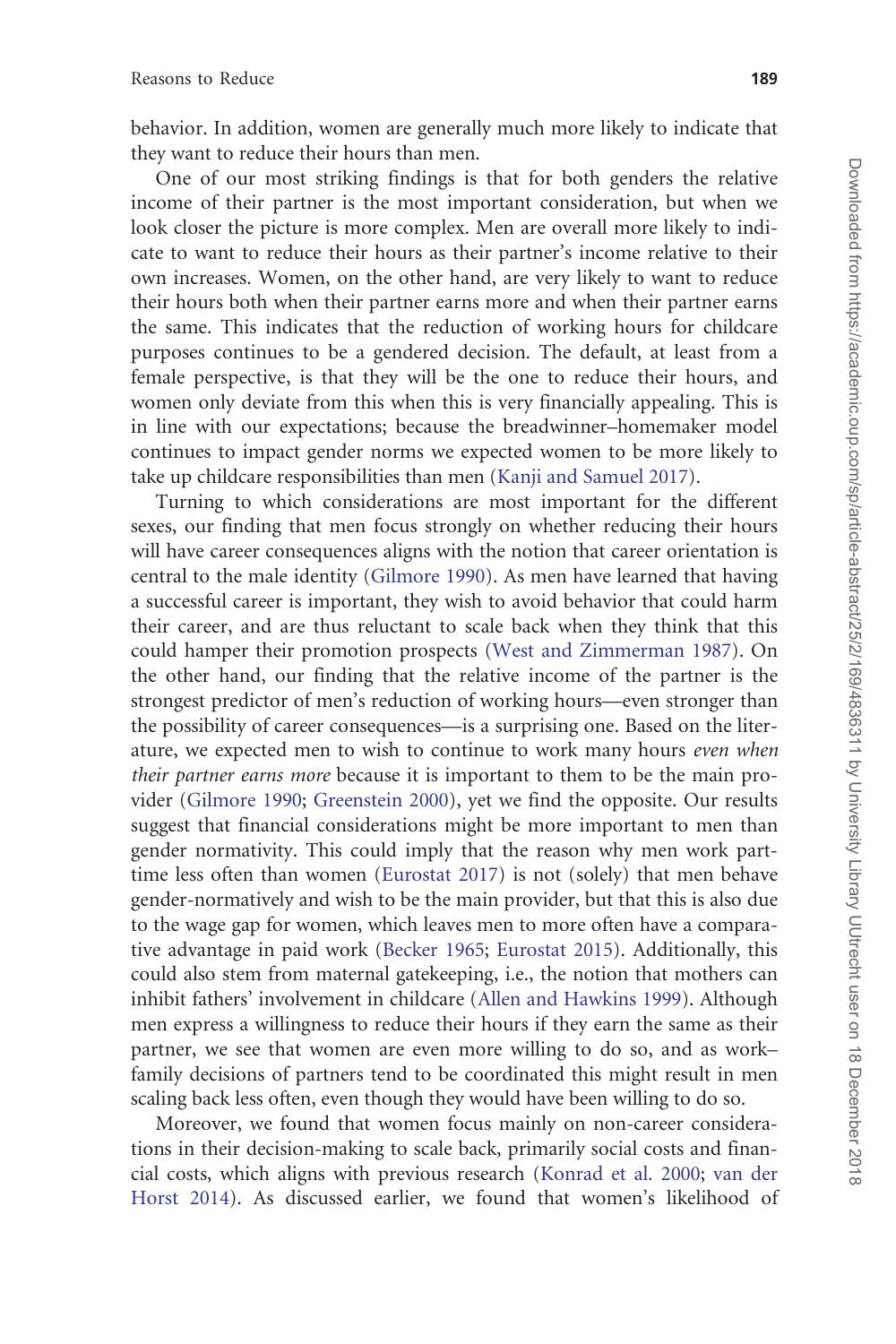behavior. In addition, women are generally much more likely to indicate that they want to reduce their hours than men.

One of our most striking findings is that for both genders the relative income of their partner is the most important consideration, but when we look closer the picture is more complex. Men are overall more likely to indicate to want to reduce their hours as their partner's income relative to their own increases. Women, on the other hand, are very likely to want to reduce their hours both when their partner earns more and when their partner earns the same. This indicates that the reduction of working hours for childcare purposes continues to be a gendered decision. The default, at least from a female perspective, is that they will be the one to reduce their hours, and women only deviate from this when this is very financially appealing. This is in line with our expectations; because the breadwinner–homemaker model continues to impact gender norms we expected women to be more likely to take up childcare responsibilities than men (Kanji and Samuel 2017).

Turning to which considerations are most important for the different sexes, our finding that men focus strongly on whether reducing their hours will have career consequences aligns with the notion that career orientation is central to the male identity (Gilmore 1990). As men have learned that having a successful career is important, they wish to avoid behavior that could harm their career, and are thus reluctant to scale back when they think that this could hamper their promotion prospects (West and Zimmerman 1987). On the other hand, our finding that the relative income of the partner is the strongest predictor of men's reduction of working hours—even stronger than the possibility of career consequences—is a surprising one. Based on the literature, we expected men to wish to continue to work many hours *even when their partner earns more* because it is important to them to be the main provider (Gilmore 1990; Greenstein 2000), yet we find the opposite. Our results suggest that financial considerations might be more important to men than gender normativity. This could imply that the reason why men work part-time less often than women (Eurostat 2017) is not (solely) that men behave gender-normatively and wish to be the main provider, but that this is also due to the wage gap for women, which leaves men to more often have a comparative advantage in paid work (Becker 1965; Eurostat 2015). Additionally, this could also stem from maternal gatekeeping, i.e., the notion that mothers can inhibit fathers' involvement in childcare (Allen and Hawkins 1999). Although men express a willingness to reduce their hours if they earn the same as their partner, we see that women are even more willing to do so, and as work–family decisions of partners tend to be coordinated this might result in men scaling back less often, even though they would have been willing to do so.

Moreover, we found that women focus mainly on non-career considerations in their decision-making to scale back, primarily social costs and financial costs, which aligns with previous research (Konrad et al. 2000; van der Horst 2014). As discussed earlier, we found that women's likelihood of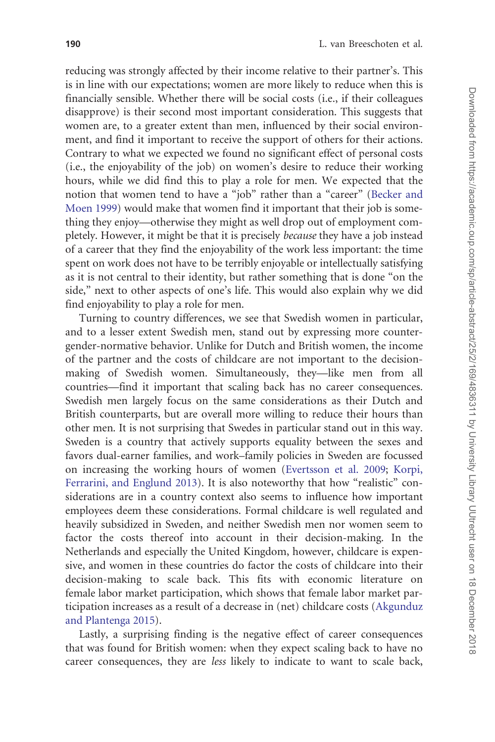reducing was strongly affected by their income relative to their partner's. This is in line with our expectations; women are more likely to reduce when this is financially sensible. Whether there will be social costs (i.e., if their colleagues disapprove) is their second most important consideration. This suggests that women are, to a greater extent than men, influenced by their social environment, and find it important to receive the support of others for their actions. Contrary to what we expected we found no significant effect of personal costs (i.e., the enjoyability of the job) on women's desire to reduce their working hours, while we did find this to play a role for men. We expected that the notion that women tend to have a "job" rather than a "career" (Becker and Moen 1999) would make that women find it important that their job is something they enjoy—otherwise they might as well drop out of employment completely. However, it might be that it is precisely *because* they have a job instead of a career that they find the enjoyability of the work less important: the time spent on work does not have to be terribly enjoyable or intellectually satisfying as it is not central to their identity, but rather something that is done "on the side," next to other aspects of one's life. This would also explain why we did find enjoyability to play a role for men.

Turning to country differences, we see that Swedish women in particular, and to a lesser extent Swedish men, stand out by expressing more counter-gender-normative behavior. Unlike for Dutch and British women, the income of the partner and the costs of childcare are not important to the decision-making of Swedish women. Simultaneously, they—like men from all countries—find it important that scaling back has no career consequences. Swedish men largely focus on the same considerations as their Dutch and British counterparts, but are overall more willing to reduce their hours than other men. It is not surprising that Swedes in particular stand out in this way. Sweden is a country that actively supports equality between the sexes and favors dual-earner families, and work–family policies in Sweden are focussed on increasing the working hours of women (Evertsson et al. 2009; Korpi, Ferrarini, and Englund 2013). It is also noteworthy that how "realistic" considerations are in a country context also seems to influence how important employees deem these considerations. Formal childcare is well regulated and heavily subsidized in Sweden, and neither Swedish men nor women seem to factor the costs thereof into account in their decision-making. In the Netherlands and especially the United Kingdom, however, childcare is expensive, and women in these countries do factor the costs of childcare into their decision-making to scale back. This fits with economic literature on female labor market participation, which shows that female labor market participation increases as a result of a decrease in (net) childcare costs (Akgunduz and Plantenga 2015).

Lastly, a surprising finding is the negative effect of career consequences that was found for British women: when they expect scaling back to have no career consequences, they are *less* likely to indicate to want to scale back,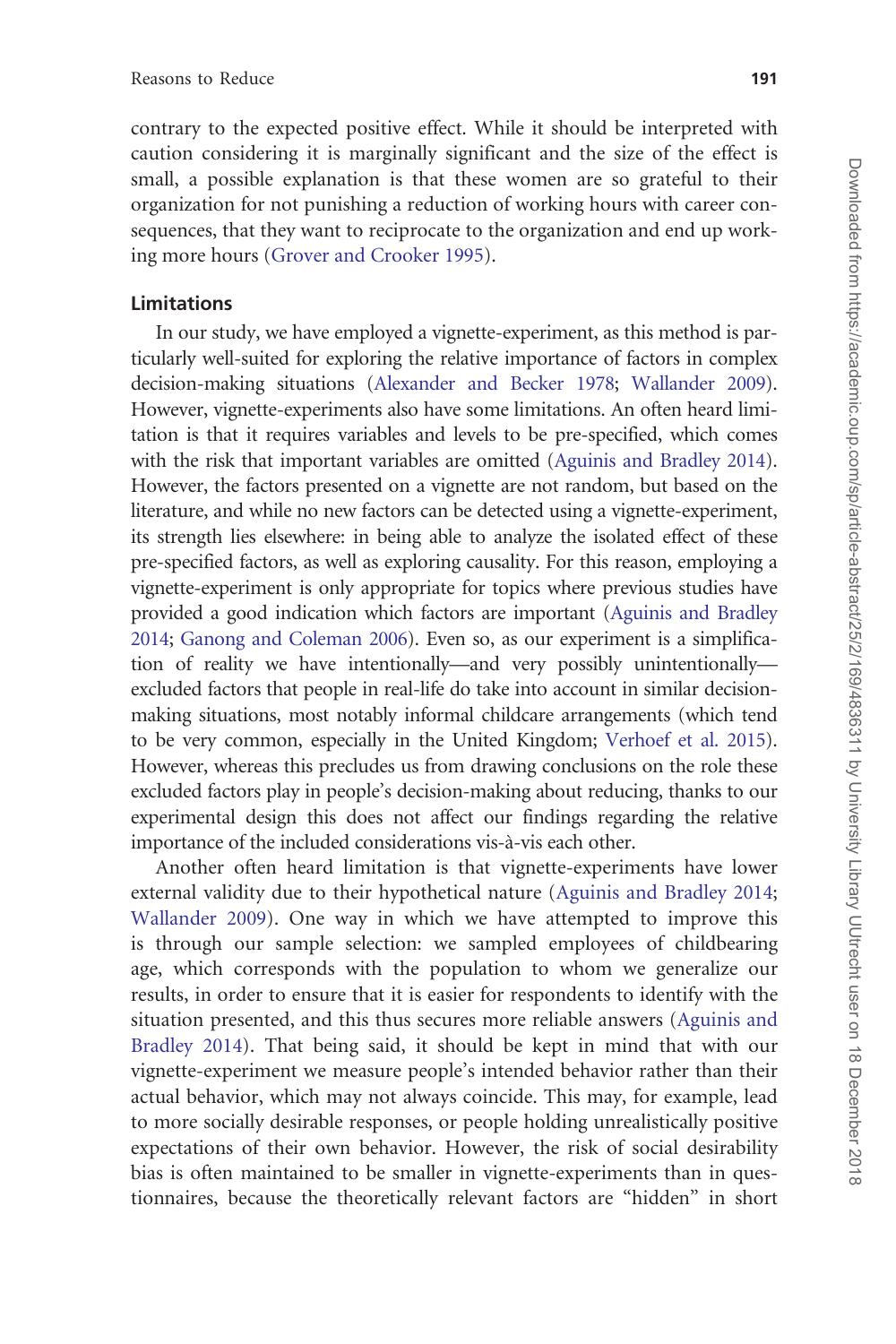contrary to the expected positive effect. While it should be interpreted with caution considering it is marginally significant and the size of the effect is small, a possible explanation is that these women are so grateful to their organization for not punishing a reduction of working hours with career consequences, that they want to reciprocate to the organization and end up working more hours (Grover and Crooker 1995).

## Limitations

In our study, we have employed a vignette-experiment, as this method is particularly well-suited for exploring the relative importance of factors in complex decision-making situations (Alexander and Becker 1978; Wallander 2009). However, vignette-experiments also have some limitations. An often heard limitation is that it requires variables and levels to be pre-specified, which comes with the risk that important variables are omitted (Aguinis and Bradley 2014). However, the factors presented on a vignette are not random, but based on the literature, and while no new factors can be detected using a vignette-experiment, its strength lies elsewhere: in being able to analyze the isolated effect of these pre-specified factors, as well as exploring causality. For this reason, employing a vignette-experiment is only appropriate for topics where previous studies have provided a good indication which factors are important (Aguinis and Bradley 2014; Ganong and Coleman 2006). Even so, as our experiment is a simplification of reality we have intentionally—and very possibly unintentionally—excluded factors that people in real-life do take into account in similar decision-making situations, most notably informal childcare arrangements (which tend to be very common, especially in the United Kingdom; Verhoef et al. 2015). However, whereas this precludes us from drawing conclusions on the role these excluded factors play in people's decision-making about reducing, thanks to our experimental design this does not affect our findings regarding the relative importance of the included considerations vis-à-vis each other.

Another often heard limitation is that vignette-experiments have lower external validity due to their hypothetical nature (Aguinis and Bradley 2014; Wallander 2009). One way in which we have attempted to improve this is through our sample selection: we sampled employees of childbearing age, which corresponds with the population to whom we generalize our results, in order to ensure that it is easier for respondents to identify with the situation presented, and this thus secures more reliable answers (Aguinis and Bradley 2014). That being said, it should be kept in mind that with our vignette-experiment we measure people's intended behavior rather than their actual behavior, which may not always coincide. This may, for example, lead to more socially desirable responses, or people holding unrealistically positive expectations of their own behavior. However, the risk of social desirability bias is often maintained to be smaller in vignette-experiments than in questionnaires, because the theoretically relevant factors are "hidden" in short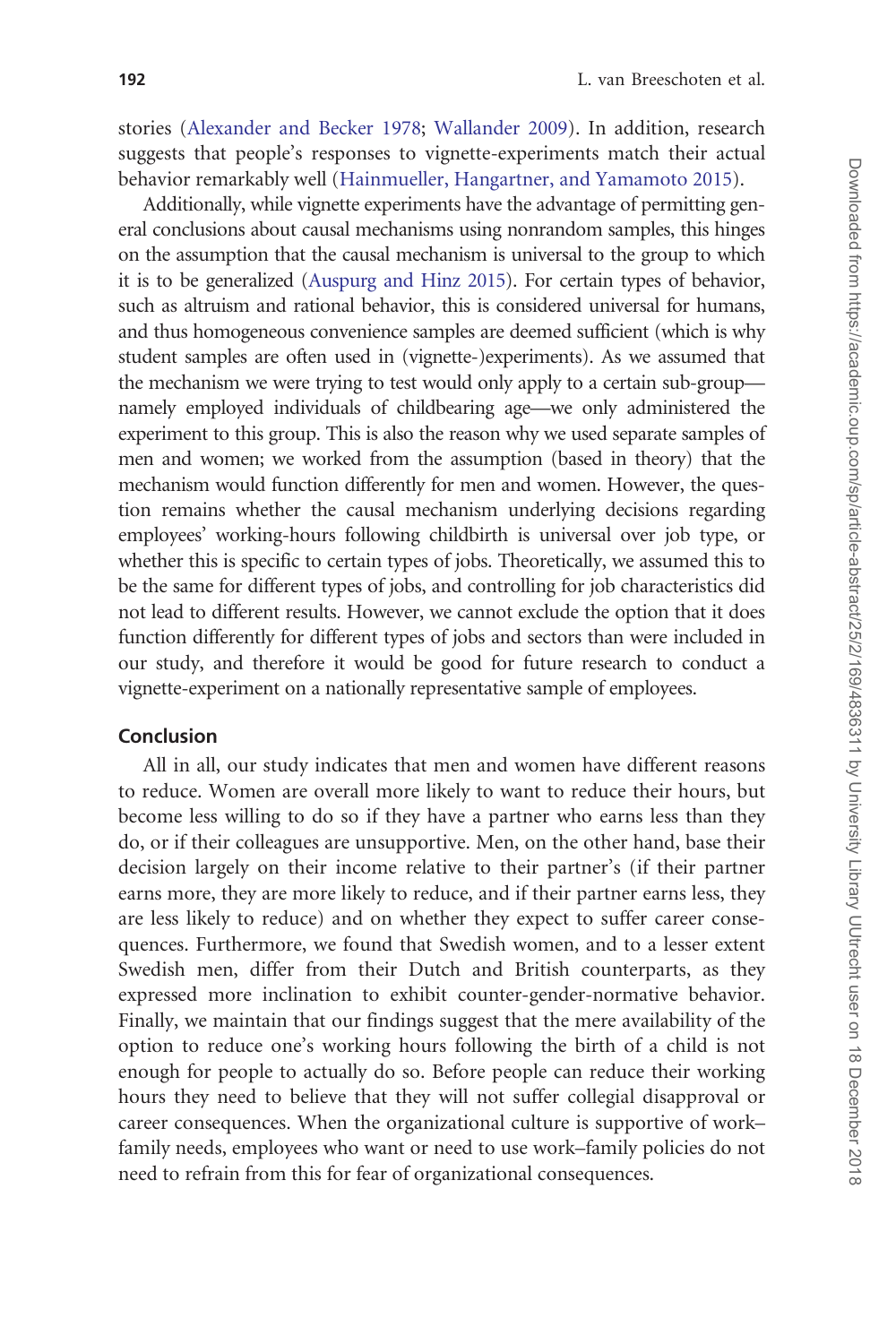stories (Alexander and Becker 1978; Wallander 2009). In addition, research suggests that people's responses to vignette-experiments match their actual behavior remarkably well (Hainmueller, Hangartner, and Yamamoto 2015).

Additionally, while vignette experiments have the advantage of permitting general conclusions about causal mechanisms using nonrandom samples, this hinges on the assumption that the causal mechanism is universal to the group to which it is to be generalized (Auspurg and Hinz 2015). For certain types of behavior, such as altruism and rational behavior, this is considered universal for humans, and thus homogeneous convenience samples are deemed sufficient (which is why student samples are often used in (vignette-)experiments). As we assumed that the mechanism we were trying to test would only apply to a certain sub-group—namely employed individuals of childbearing age—we only administered the experiment to this group. This is also the reason why we used separate samples of men and women; we worked from the assumption (based in theory) that the mechanism would function differently for men and women. However, the question remains whether the causal mechanism underlying decisions regarding employees' working-hours following childbirth is universal over job type, or whether this is specific to certain types of jobs. Theoretically, we assumed this to be the same for different types of jobs, and controlling for job characteristics did not lead to different results. However, we cannot exclude the option that it does function differently for different types of jobs and sectors than were included in our study, and therefore it would be good for future research to conduct a vignette-experiment on a nationally representative sample of employees.

## Conclusion

All in all, our study indicates that men and women have different reasons to reduce. Women are overall more likely to want to reduce their hours, but become less willing to do so if they have a partner who earns less than they do, or if their colleagues are unsupportive. Men, on the other hand, base their decision largely on their income relative to their partner's (if their partner earns more, they are more likely to reduce, and if their partner earns less, they are less likely to reduce) and on whether they expect to suffer career consequences. Furthermore, we found that Swedish women, and to a lesser extent Swedish men, differ from their Dutch and British counterparts, as they expressed more inclination to exhibit counter-gender-normative behavior. Finally, we maintain that our findings suggest that the mere availability of the option to reduce one's working hours following the birth of a child is not enough for people to actually do so. Before people can reduce their working hours they need to believe that they will not suffer collegial disapproval or career consequences. When the organizational culture is supportive of work–family needs, employees who want or need to use work–family policies do not need to refrain from this for fear of organizational consequences.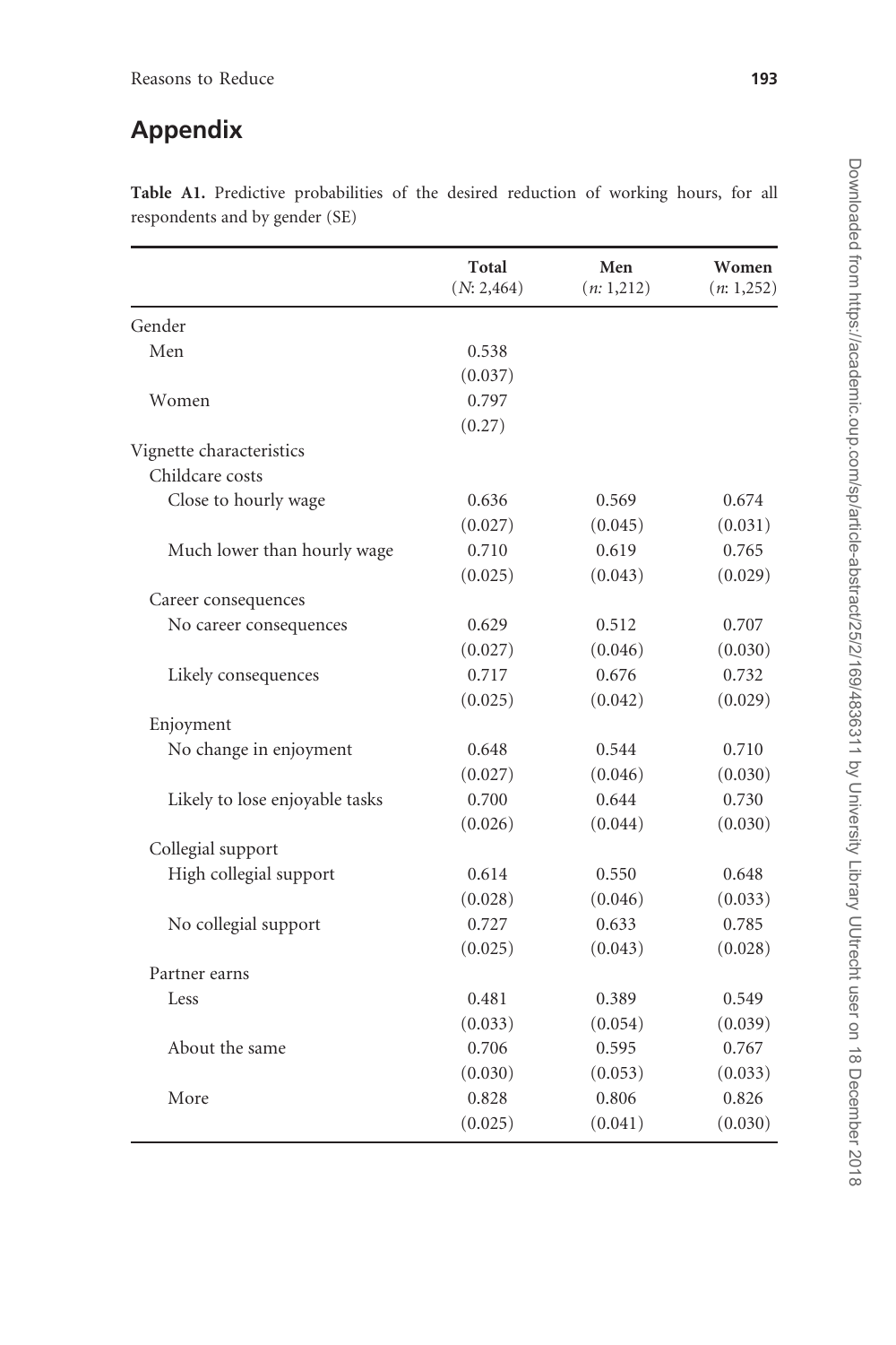## Appendix

**Table A1.** Predictive probabilities of the desired reduction of working hours, for all respondents and by gender (SE)

| | Total (*N*: 2,464) | Men (*n*: 1,212) | Women (*n*: 1,252) |
|---|---|---|---|
| Gender | | | |
| Men | 0.538 | | |
| | (0.037) | | |
| Women | 0.797 | | |
| | (0.27) | | |
| Vignette characteristics | | | |
| Childcare costs | | | |
| Close to hourly wage | 0.636 | 0.569 | 0.674 |
| | (0.027) | (0.045) | (0.031) |
| Much lower than hourly wage | 0.710 | 0.619 | 0.765 |
| | (0.025) | (0.043) | (0.029) |
| Career consequences | | | |
| No career consequences | 0.629 | 0.512 | 0.707 |
| | (0.027) | (0.046) | (0.030) |
| Likely consequences | 0.717 | 0.676 | 0.732 |
| | (0.025) | (0.042) | (0.029) |
| Enjoyment | | | |
| No change in enjoyment | 0.648 | 0.544 | 0.710 |
| | (0.027) | (0.046) | (0.030) |
| Likely to lose enjoyable tasks | 0.700 | 0.644 | 0.730 |
| | (0.026) | (0.044) | (0.030) |
| Collegial support | | | |
| High collegial support | 0.614 | 0.550 | 0.648 |
| | (0.028) | (0.046) | (0.033) |
| No collegial support | 0.727 | 0.633 | 0.785 |
| | (0.025) | (0.043) | (0.028) |
| Partner earns | | | |
| Less | 0.481 | 0.389 | 0.549 |
| | (0.033) | (0.054) | (0.039) |
| About the same | 0.706 | 0.595 | 0.767 |
| | (0.030) | (0.053) | (0.033) |
| More | 0.828 | 0.806 | 0.826 |
| | (0.025) | (0.041) | (0.030) |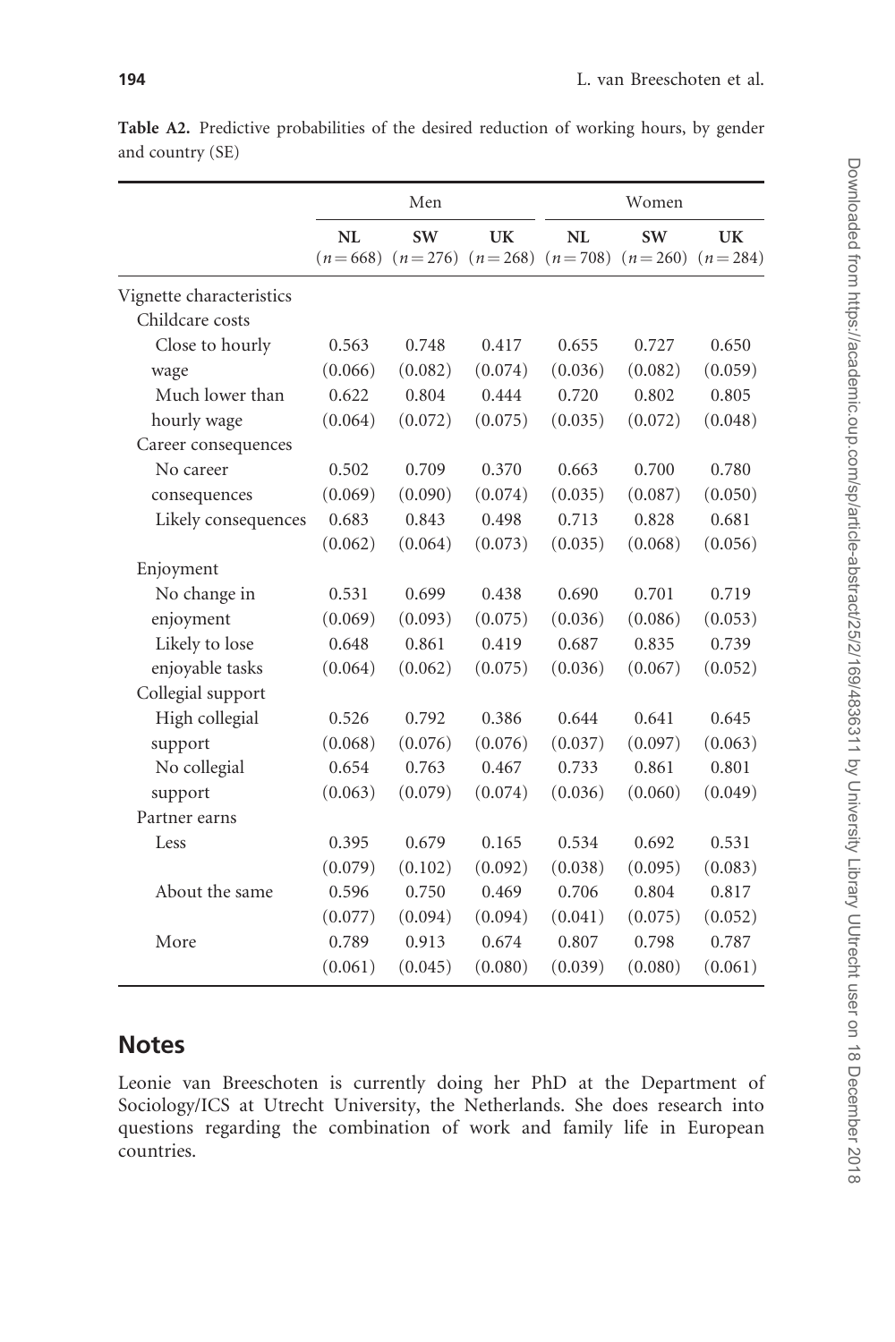**Table A2.** Predictive probabilities of the desired reduction of working hours, by gender and country (SE)

| | Men | | | Women | | |
|---|---|---|---|---|---|---|
| | NL ($n = 668$) | SW ($n = 276$) | UK ($n = 268$) | NL ($n = 708$) | SW ($n = 260$) | UK ($n = 284$) |
| Vignette characteristics | | | | | | |
| Childcare costs | | | | | | |
| Close to hourly wage | 0.563 (0.066) | 0.748 (0.082) | 0.417 (0.074) | 0.655 (0.036) | 0.727 (0.082) | 0.650 (0.059) |
| Much lower than hourly wage | 0.622 (0.064) | 0.804 (0.072) | 0.444 (0.075) | 0.720 (0.035) | 0.802 (0.072) | 0.805 (0.048) |
| Career consequences | | | | | | |
| No career consequences | 0.502 (0.069) | 0.709 (0.090) | 0.370 (0.074) | 0.663 (0.035) | 0.700 (0.087) | 0.780 (0.050) |
| Likely consequences | 0.683 (0.062) | 0.843 (0.064) | 0.498 (0.073) | 0.713 (0.035) | 0.828 (0.068) | 0.681 (0.056) |
| Enjoyment | | | | | | |
| No change in enjoyment | 0.531 (0.069) | 0.699 (0.093) | 0.438 (0.075) | 0.690 (0.036) | 0.701 (0.086) | 0.719 (0.053) |
| Likely to lose enjoyable tasks | 0.648 (0.064) | 0.861 (0.062) | 0.419 (0.075) | 0.687 (0.036) | 0.835 (0.067) | 0.739 (0.052) |
| Collegial support | | | | | | |
| High collegial support | 0.526 (0.068) | 0.792 (0.076) | 0.386 (0.076) | 0.644 (0.037) | 0.641 (0.097) | 0.645 (0.063) |
| No collegial support | 0.654 (0.063) | 0.763 (0.079) | 0.467 (0.074) | 0.733 (0.036) | 0.861 (0.060) | 0.801 (0.049) |
| Partner earns | | | | | | |
| Less | 0.395 (0.079) | 0.679 (0.102) | 0.165 (0.092) | 0.534 (0.038) | 0.692 (0.095) | 0.531 (0.083) |
| About the same | 0.596 (0.077) | 0.750 (0.094) | 0.469 (0.094) | 0.706 (0.041) | 0.804 (0.075) | 0.817 (0.052) |
| More | 0.789 (0.061) | 0.913 (0.045) | 0.674 (0.080) | 0.807 (0.039) | 0.798 (0.080) | 0.787 (0.061) |

## Notes

Leonie van Breeschoten is currently doing her PhD at the Department of Sociology/ICS at Utrecht University, the Netherlands. She does research into questions regarding the combination of work and family life in European countries.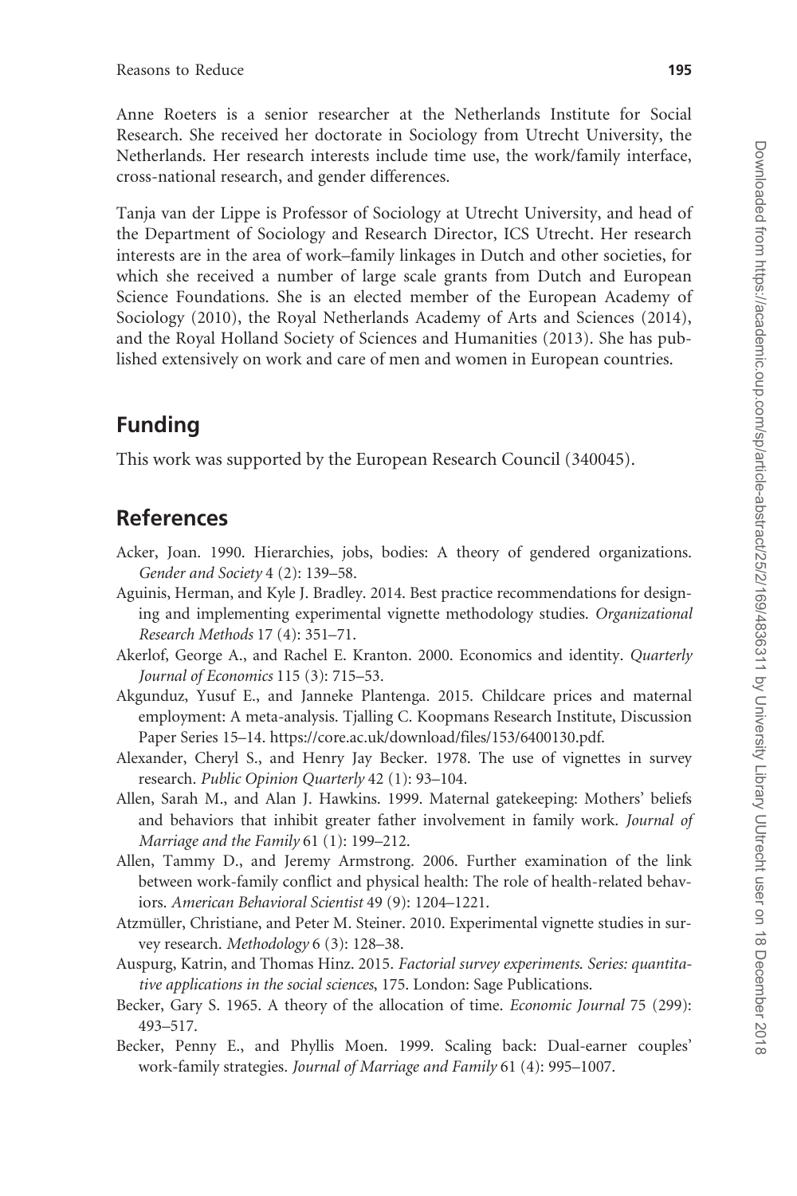Anne Roeters is a senior researcher at the Netherlands Institute for Social Research. She received her doctorate in Sociology from Utrecht University, the Netherlands. Her research interests include time use, the work/family interface, cross-national research, and gender differences.

Tanja van der Lippe is Professor of Sociology at Utrecht University, and head of the Department of Sociology and Research Director, ICS Utrecht. Her research interests are in the area of work–family linkages in Dutch and other societies, for which she received a number of large scale grants from Dutch and European Science Foundations. She is an elected member of the European Academy of Sociology (2010), the Royal Netherlands Academy of Arts and Sciences (2014), and the Royal Holland Society of Sciences and Humanities (2013). She has published extensively on work and care of men and women in European countries.

## Funding

This work was supported by the European Research Council (340045).

## References

Acker, Joan. 1990. Hierarchies, jobs, bodies: A theory of gendered organizations. *Gender and Society* 4 (2): 139–58.

Aguinis, Herman, and Kyle J. Bradley. 2014. Best practice recommendations for designing and implementing experimental vignette methodology studies. *Organizational Research Methods* 17 (4): 351–71.

Akerlof, George A., and Rachel E. Kranton. 2000. Economics and identity. *Quarterly Journal of Economics* 115 (3): 715–53.

Akgunduz, Yusuf E., and Janneke Plantenga. 2015. Childcare prices and maternal employment: A meta-analysis. Tjalling C. Koopmans Research Institute, Discussion Paper Series 15–14. https://core.ac.uk/download/files/153/6400130.pdf.

Alexander, Cheryl S., and Henry Jay Becker. 1978. The use of vignettes in survey research. *Public Opinion Quarterly* 42 (1): 93–104.

Allen, Sarah M., and Alan J. Hawkins. 1999. Maternal gatekeeping: Mothers' beliefs and behaviors that inhibit greater father involvement in family work. *Journal of Marriage and the Family* 61 (1): 199–212.

Allen, Tammy D., and Jeremy Armstrong. 2006. Further examination of the link between work-family conflict and physical health: The role of health-related behaviors. *American Behavioral Scientist* 49 (9): 1204–1221.

Atzmüller, Christiane, and Peter M. Steiner. 2010. Experimental vignette studies in survey research. *Methodology* 6 (3): 128–38.

Auspurg, Katrin, and Thomas Hinz. 2015. *Factorial survey experiments. Series: quantitative applications in the social sciences*, 175. London: Sage Publications.

Becker, Gary S. 1965. A theory of the allocation of time. *Economic Journal* 75 (299): 493–517.

Becker, Penny E., and Phyllis Moen. 1999. Scaling back: Dual-earner couples' work-family strategies. *Journal of Marriage and Family* 61 (4): 995–1007.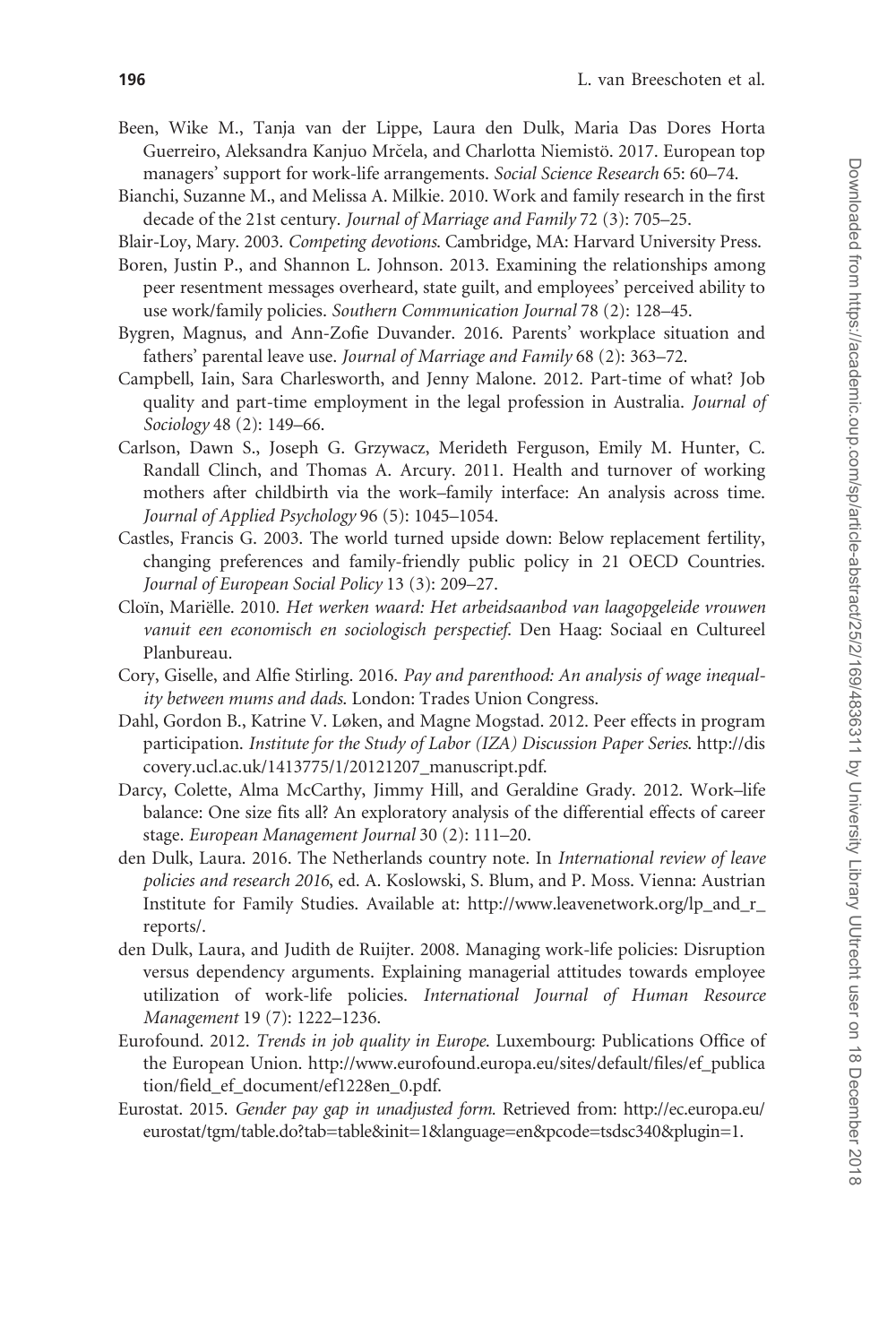Been, Wike M., Tanja van der Lippe, Laura den Dulk, Maria Das Dores Horta Guerreiro, Aleksandra Kanjuo Mrčela, and Charlotta Niemistö. 2017. European top managers' support for work-life arrangements. *Social Science Research* 65: 60–74.

Bianchi, Suzanne M., and Melissa A. Milkie. 2010. Work and family research in the first decade of the 21st century. *Journal of Marriage and Family* 72 (3): 705–25.

Blair-Loy, Mary. 2003. *Competing devotions*. Cambridge, MA: Harvard University Press.

Boren, Justin P., and Shannon L. Johnson. 2013. Examining the relationships among peer resentment messages overheard, state guilt, and employees' perceived ability to use work/family policies. *Southern Communication Journal* 78 (2): 128–45.

Bygren, Magnus, and Ann-Zofie Duvander. 2016. Parents' workplace situation and fathers' parental leave use. *Journal of Marriage and Family* 68 (2): 363–72.

Campbell, Iain, Sara Charlesworth, and Jenny Malone. 2012. Part-time of what? Job quality and part-time employment in the legal profession in Australia. *Journal of Sociology* 48 (2): 149–66.

Carlson, Dawn S., Joseph G. Grzywacz, Merideth Ferguson, Emily M. Hunter, C. Randall Clinch, and Thomas A. Arcury. 2011. Health and turnover of working mothers after childbirth via the work–family interface: An analysis across time. *Journal of Applied Psychology* 96 (5): 1045–1054.

Castles, Francis G. 2003. The world turned upside down: Below replacement fertility, changing preferences and family-friendly public policy in 21 OECD Countries. *Journal of European Social Policy* 13 (3): 209–27.

Cloïn, Mariëlle. 2010. *Het werken waard: Het arbeidsaanbod van laagopgeleide vrouwen vanuit een economisch en sociologisch perspectief*. Den Haag: Sociaal en Cultureel Planbureau.

Cory, Giselle, and Alfie Stirling. 2016. *Pay and parenthood: An analysis of wage inequality between mums and dads*. London: Trades Union Congress.

Dahl, Gordon B., Katrine V. Løken, and Magne Mogstad. 2012. Peer effects in program participation. *Institute for the Study of Labor (IZA) Discussion Paper Series*. http://discovery.ucl.ac.uk/1413775/1/20121207_manuscript.pdf.

Darcy, Colette, Alma McCarthy, Jimmy Hill, and Geraldine Grady. 2012. Work–life balance: One size fits all? An exploratory analysis of the differential effects of career stage. *European Management Journal* 30 (2): 111–20.

den Dulk, Laura. 2016. The Netherlands country note. In *International review of leave policies and research 2016*, ed. A. Koslowski, S. Blum, and P. Moss. Vienna: Austrian Institute for Family Studies. Available at: http://www.leavenetwork.org/lp_and_r_reports/.

den Dulk, Laura, and Judith de Ruijter. 2008. Managing work-life policies: Disruption versus dependency arguments. Explaining managerial attitudes towards employee utilization of work-life policies. *International Journal of Human Resource Management* 19 (7): 1222–1236.

Eurofound. 2012. *Trends in job quality in Europe*. Luxembourg: Publications Office of the European Union. http://www.eurofound.europa.eu/sites/default/files/ef_publication/field_ef_document/ef1228en_0.pdf.

Eurostat. 2015. *Gender pay gap in unadjusted form*. Retrieved from: http://ec.europa.eu/eurostat/tgm/table.do?tab=table&init=1&language=en&pcode=tsdsc340&plugin=1.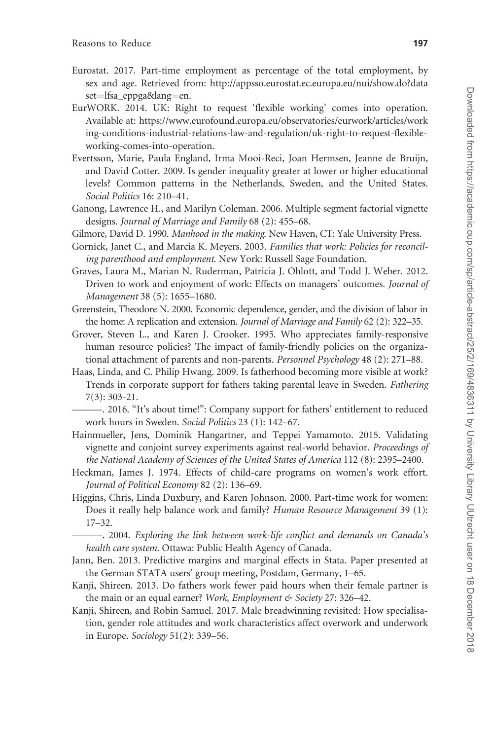Eurostat. 2017. Part-time employment as percentage of the total employment, by sex and age. Retrieved from: http://appsso.eurostat.ec.europa.eu/nui/show.do?dataset=lfsa_eppga&lang=en.

EurWORK. 2014. UK: Right to request 'flexible working' comes into operation. Available at: https://www.eurofound.europa.eu/observatories/eurwork/articles/working-conditions-industrial-relations-law-and-regulation/uk-right-to-request-flexible-working-comes-into-operation.

Evertsson, Marie, Paula England, Irma Mooi-Reci, Joan Hermsen, Jeanne de Bruijn, and David Cotter. 2009. Is gender inequality greater at lower or higher educational levels? Common patterns in the Netherlands, Sweden, and the United States. *Social Politics* 16: 210–41.

Ganong, Lawrence H., and Marilyn Coleman. 2006. Multiple segment factorial vignette designs. *Journal of Marriage and Family* 68 (2): 455–68.

Gilmore, David D. 1990. *Manhood in the making*. New Haven, CT: Yale University Press.

Gornick, Janet C., and Marcia K. Meyers. 2003. *Families that work: Policies for reconciling parenthood and employment*. New York: Russell Sage Foundation.

Graves, Laura M., Marian N. Ruderman, Patricia J. Ohlott, and Todd J. Weber. 2012. Driven to work and enjoyment of work: Effects on managers' outcomes. *Journal of Management* 38 (5): 1655–1680.

Greenstein, Theodore N. 2000. Economic dependence, gender, and the division of labor in the home: A replication and extension. *Journal of Marriage and Family* 62 (2): 322–35.

Grover, Steven L., and Karen J. Crooker. 1995. Who appreciates family-responsive human resource policies? The impact of family-friendly policies on the organizational attachment of parents and non-parents. *Personnel Psychology* 48 (2): 271–88.

Haas, Linda, and C. Philip Hwang. 2009. Is fatherhood becoming more visible at work? Trends in corporate support for fathers taking parental leave in Sweden. *Fathering* 7(3): 303-21.

———. 2016. "It's about time!": Company support for fathers' entitlement to reduced work hours in Sweden. *Social Politics* 23 (1): 142–67.

Hainmueller, Jens, Dominik Hangartner, and Teppei Yamamoto. 2015. Validating vignette and conjoint survey experiments against real-world behavior. *Proceedings of the National Academy of Sciences of the United States of America* 112 (8): 2395–2400.

Heckman, James J. 1974. Effects of child-care programs on women's work effort. *Journal of Political Economy* 82 (2): 136–69.

Higgins, Chris, Linda Duxbury, and Karen Johnson. 2000. Part-time work for women: Does it really help balance work and family? *Human Resource Management* 39 (1): 17–32.

———. 2004. *Exploring the link between work-life conflict and demands on Canada's health care system*. Ottawa: Public Health Agency of Canada.

Jann, Ben. 2013. Predictive margins and marginal effects in Stata. Paper presented at the German STATA users' group meeting, Postdam, Germany, 1–65.

Kanji, Shireen. 2013. Do fathers work fewer paid hours when their female partner is the main or an equal earner? *Work, Employment & Society* 27: 326–42.

Kanji, Shireen, and Robin Samuel. 2017. Male breadwinning revisited: How specialisation, gender role attitudes and work characteristics affect overwork and underwork in Europe. *Sociology* 51(2): 339–56.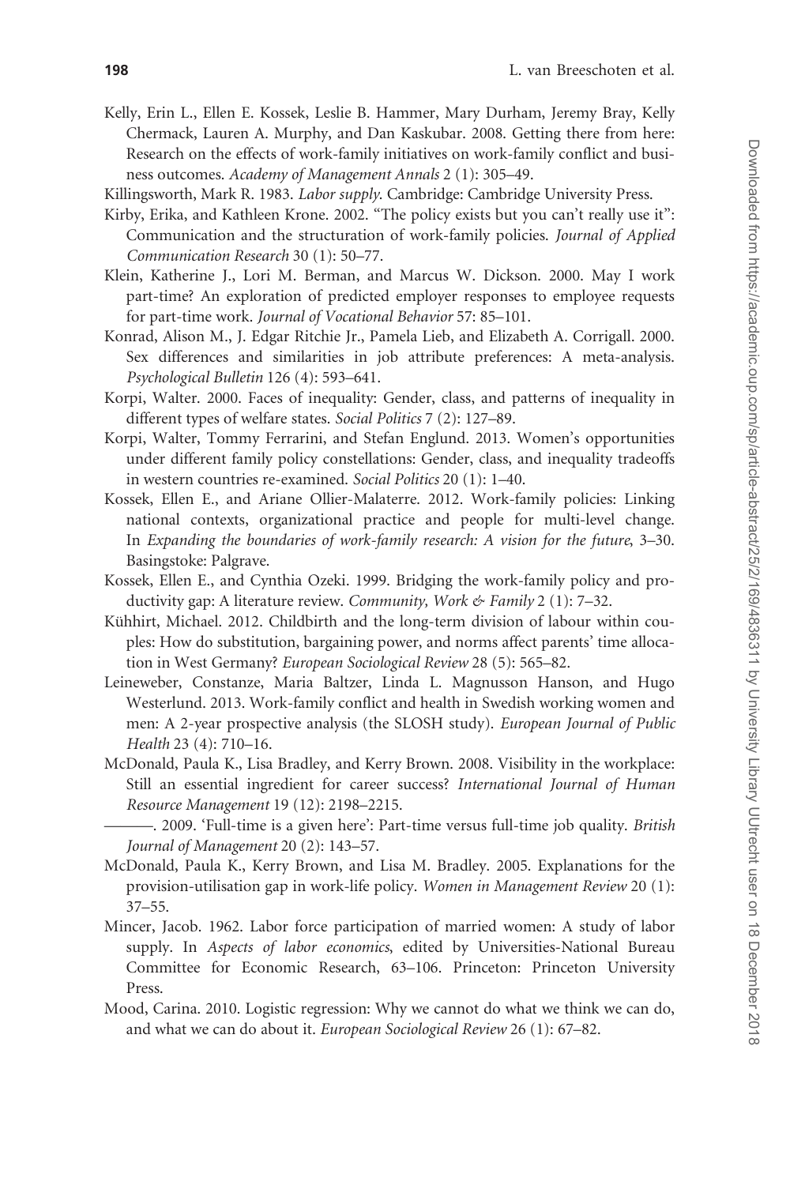Kelly, Erin L., Ellen E. Kossek, Leslie B. Hammer, Mary Durham, Jeremy Bray, Kelly Chermack, Lauren A. Murphy, and Dan Kaskubar. 2008. Getting there from here: Research on the effects of work-family initiatives on work-family conflict and business outcomes. *Academy of Management Annals* 2 (1): 305–49.

Killingsworth, Mark R. 1983. *Labor supply.* Cambridge: Cambridge University Press.

Kirby, Erika, and Kathleen Krone. 2002. "The policy exists but you can't really use it": Communication and the structuration of work-family policies. *Journal of Applied Communication Research* 30 (1): 50–77.

Klein, Katherine J., Lori M. Berman, and Marcus W. Dickson. 2000. May I work part-time? An exploration of predicted employer responses to employee requests for part-time work. *Journal of Vocational Behavior* 57: 85–101.

Konrad, Alison M., J. Edgar Ritchie Jr., Pamela Lieb, and Elizabeth A. Corrigall. 2000. Sex differences and similarities in job attribute preferences: A meta-analysis. *Psychological Bulletin* 126 (4): 593–641.

Korpi, Walter. 2000. Faces of inequality: Gender, class, and patterns of inequality in different types of welfare states. *Social Politics* 7 (2): 127–89.

Korpi, Walter, Tommy Ferrarini, and Stefan Englund. 2013. Women's opportunities under different family policy constellations: Gender, class, and inequality tradeoffs in western countries re-examined. *Social Politics* 20 (1): 1–40.

Kossek, Ellen E., and Ariane Ollier-Malaterre. 2012. Work-family policies: Linking national contexts, organizational practice and people for multi-level change. In *Expanding the boundaries of work-family research: A vision for the future*, 3–30. Basingstoke: Palgrave.

Kossek, Ellen E., and Cynthia Ozeki. 1999. Bridging the work-family policy and productivity gap: A literature review. *Community, Work & Family* 2 (1): 7–32.

Kühhirt, Michael. 2012. Childbirth and the long-term division of labour within couples: How do substitution, bargaining power, and norms affect parents' time allocation in West Germany? *European Sociological Review* 28 (5): 565–82.

Leineweber, Constanze, Maria Baltzer, Linda L. Magnusson Hanson, and Hugo Westerlund. 2013. Work-family conflict and health in Swedish working women and men: A 2-year prospective analysis (the SLOSH study). *European Journal of Public Health* 23 (4): 710–16.

McDonald, Paula K., Lisa Bradley, and Kerry Brown. 2008. Visibility in the workplace: Still an essential ingredient for career success? *International Journal of Human Resource Management* 19 (12): 2198–2215.

———. 2009. 'Full-time is a given here': Part-time versus full-time job quality. *British Journal of Management* 20 (2): 143–57.

McDonald, Paula K., Kerry Brown, and Lisa M. Bradley. 2005. Explanations for the provision-utilisation gap in work-life policy. *Women in Management Review* 20 (1): 37–55.

Mincer, Jacob. 1962. Labor force participation of married women: A study of labor supply. In *Aspects of labor economics*, edited by Universities-National Bureau Committee for Economic Research, 63–106. Princeton: Princeton University Press.

Mood, Carina. 2010. Logistic regression: Why we cannot do what we think we can do, and what we can do about it. *European Sociological Review* 26 (1): 67–82.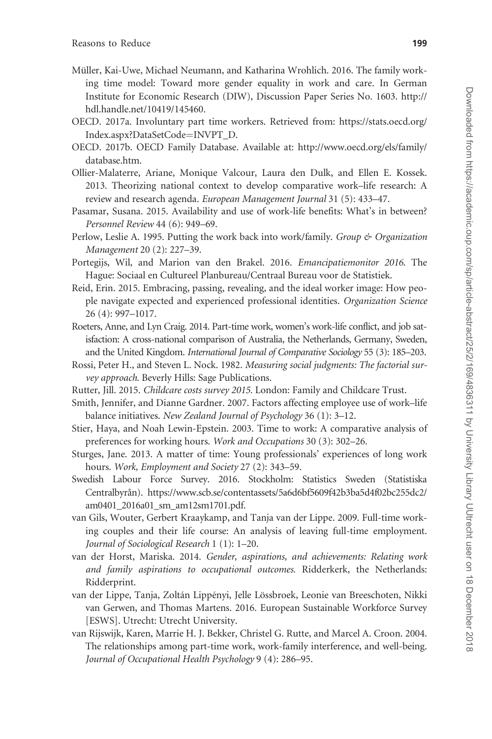Müller, Kai-Uwe, Michael Neumann, and Katharina Wrohlich. 2016. The family working time model: Toward more gender equality in work and care. In German Institute for Economic Research (DIW), Discussion Paper Series No. 1603. http://hdl.handle.net/10419/145460.

OECD. 2017a. Involuntary part time workers. Retrieved from: https://stats.oecd.org/Index.aspx?DataSetCode=INVPT_D.

OECD. 2017b. OECD Family Database. Available at: http://www.oecd.org/els/family/database.htm.

Ollier-Malaterre, Ariane, Monique Valcour, Laura den Dulk, and Ellen E. Kossek. 2013. Theorizing national context to develop comparative work–life research: A review and research agenda. *European Management Journal* 31 (5): 433–47.

Pasamar, Susana. 2015. Availability and use of work-life benefits: What's in between? *Personnel Review* 44 (6): 949–69.

Perlow, Leslie A. 1995. Putting the work back into work/family. *Group & Organization Management* 20 (2): 227–39.

Portegijs, Wil, and Marion van den Brakel. 2016. *Emancipatiemonitor 2016*. The Hague: Sociaal en Cultureel Planbureau/Centraal Bureau voor de Statistiek.

Reid, Erin. 2015. Embracing, passing, revealing, and the ideal worker image: How people navigate expected and experienced professional identities. *Organization Science* 26 (4): 997–1017.

Roeters, Anne, and Lyn Craig. 2014. Part-time work, women's work-life conflict, and job satisfaction: A cross-national comparison of Australia, the Netherlands, Germany, Sweden, and the United Kingdom. *International Journal of Comparative Sociology* 55 (3): 185–203.

Rossi, Peter H., and Steven L. Nock. 1982. *Measuring social judgments: The factorial survey approach*. Beverly Hills: Sage Publications.

Rutter, Jill. 2015. *Childcare costs survey 2015*. London: Family and Childcare Trust.

Smith, Jennifer, and Dianne Gardner. 2007. Factors affecting employee use of work–life balance initiatives. *New Zealand Journal of Psychology* 36 (1): 3–12.

Stier, Haya, and Noah Lewin-Epstein. 2003. Time to work: A comparative analysis of preferences for working hours. *Work and Occupations* 30 (3): 302–26.

Sturges, Jane. 2013. A matter of time: Young professionals' experiences of long work hours. *Work, Employment and Society* 27 (2): 343–59.

Swedish Labour Force Survey. 2016. Stockholm: Statistics Sweden (Statistiska Centralbyrån). https://www.scb.se/contentassets/5a6d6bf5609f42b3ba5d4f02bc255dc2/am0401_2016a01_sm_am12sm1701.pdf.

van Gils, Wouter, Gerbert Kraaykamp, and Tanja van der Lippe. 2009. Full-time working couples and their life course: An analysis of leaving full-time employment. *Journal of Sociological Research* 1 (1): 1–20.

van der Horst, Mariska. 2014. *Gender, aspirations, and achievements: Relating work and family aspirations to occupational outcomes*. Ridderkerk, the Netherlands: Ridderprint.

van der Lippe, Tanja, Zoltán Lippényi, Jelle Lössbroek, Leonie van Breeschoten, Nikki van Gerwen, and Thomas Martens. 2016. European Sustainable Workforce Survey [ESWS]. Utrecht: Utrecht University.

van Rijswijk, Karen, Marrie H. J. Bekker, Christel G. Rutte, and Marcel A. Croon. 2004. The relationships among part-time work, work-family interference, and well-being. *Journal of Occupational Health Psychology* 9 (4): 286–95.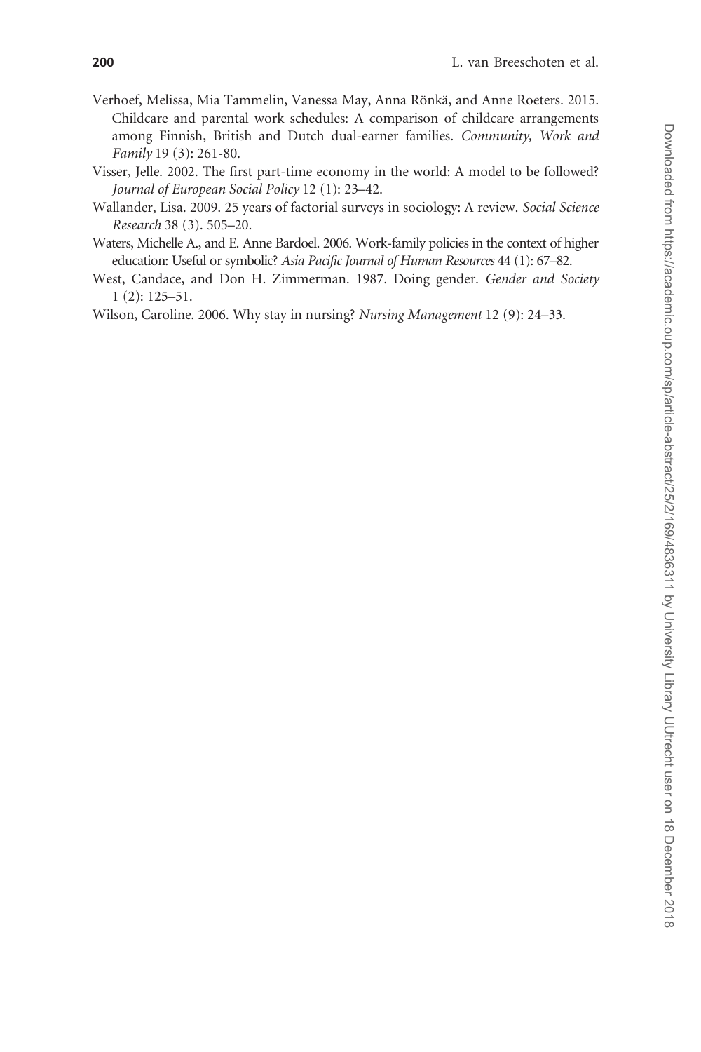Verhoef, Melissa, Mia Tammelin, Vanessa May, Anna Rönkä, and Anne Roeters. 2015. Childcare and parental work schedules: A comparison of childcare arrangements among Finnish, British and Dutch dual-earner families. *Community, Work and Family* 19 (3): 261-80.

Visser, Jelle. 2002. The first part-time economy in the world: A model to be followed? *Journal of European Social Policy* 12 (1): 23–42.

Wallander, Lisa. 2009. 25 years of factorial surveys in sociology: A review. *Social Science Research* 38 (3). 505–20.

Waters, Michelle A., and E. Anne Bardoel. 2006. Work-family policies in the context of higher education: Useful or symbolic? *Asia Pacific Journal of Human Resources* 44 (1): 67–82.

West, Candace, and Don H. Zimmerman. 1987. Doing gender. *Gender and Society* 1 (2): 125–51.

Wilson, Caroline. 2006. Why stay in nursing? *Nursing Management* 12 (9): 24–33.